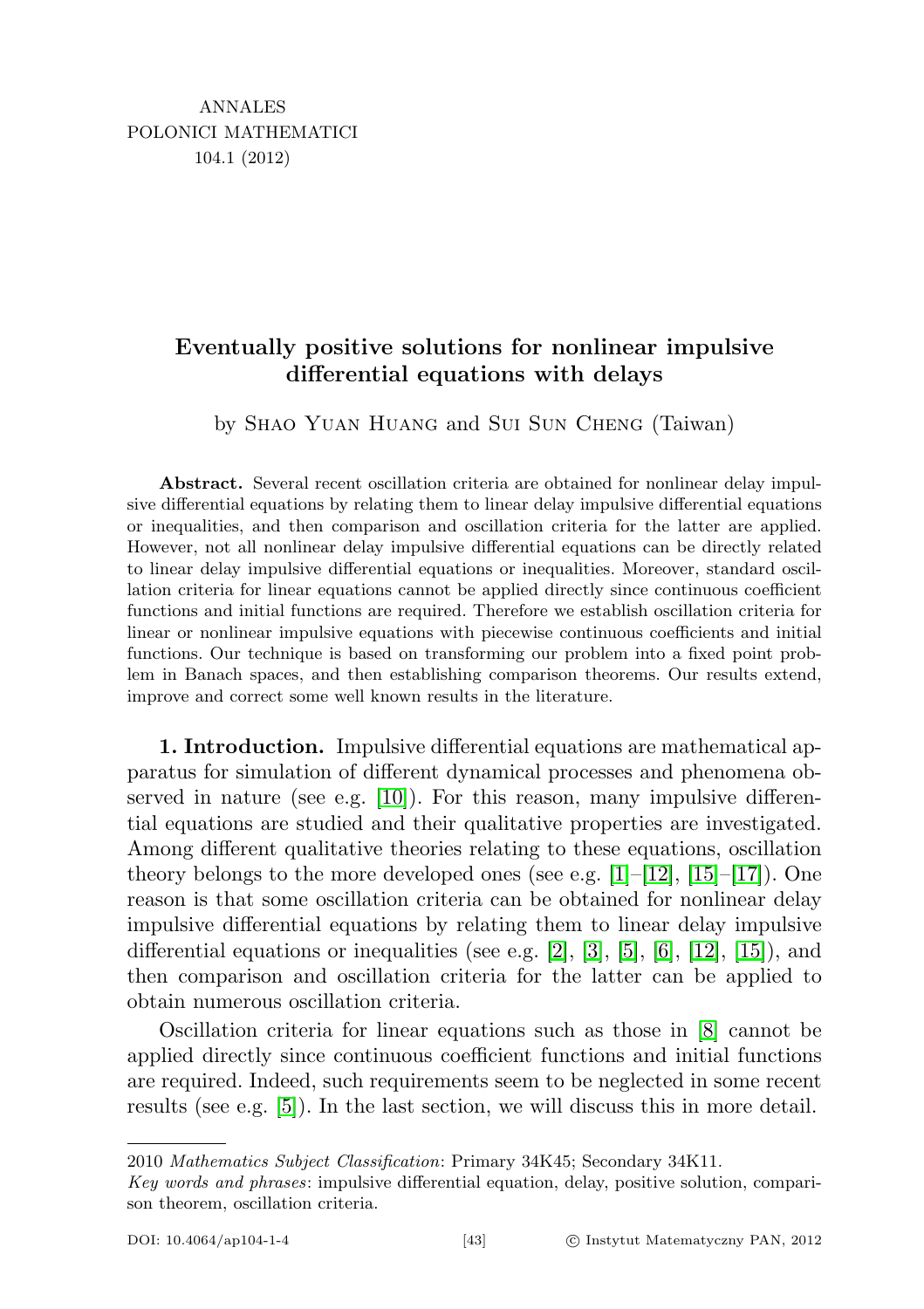ANNALES
POLONICI MATHEMATICI
104.1 (2012)

# Eventually positive solutions for nonlinear impulsive differential equations with delays

by Shao Yuan Huang and Sui Sun Cheng (Taiwan)

**Abstract.** Several recent oscillation criteria are obtained for nonlinear delay impulsive differential equations by relating them to linear delay impulsive differential equations or inequalities, and then comparison and oscillation criteria for the latter are applied. However, not all nonlinear delay impulsive differential equations can be directly related to linear delay impulsive differential equations or inequalities. Moreover, standard oscillation criteria for linear equations cannot be applied directly since continuous coefficient functions and initial functions are required. Therefore we establish oscillation criteria for linear or nonlinear impulsive equations with piecewise continuous coefficients and initial functions. Our technique is based on transforming our problem into a fixed point problem in Banach spaces, and then establishing comparison theorems. Our results extend, improve and correct some well known results in the literature.

**1. Introduction.** Impulsive differential equations are mathematical apparatus for simulation of different dynamical processes and phenomena observed in nature (see e.g. [10]). For this reason, many impulsive differential equations are studied and their qualitative properties are investigated. Among different qualitative theories relating to these equations, oscillation theory belongs to the more developed ones (see e.g. [1]–[12], [15]–[17]). One reason is that some oscillation criteria can be obtained for nonlinear delay impulsive differential equations by relating them to linear delay impulsive differential equations or inequalities (see e.g. [2], [3], [5], [6], [12], [15]), and then comparison and oscillation criteria for the latter can be applied to obtain numerous oscillation criteria.

Oscillation criteria for linear equations such as those in [8] cannot be applied directly since continuous coefficient functions and initial functions are required. Indeed, such requirements seem to be neglected in some recent results (see e.g. [5]). In the last section, we will discuss this in more detail.

---

2010 *Mathematics Subject Classification*: Primary 34K45; Secondary 34K11.

*Key words and phrases*: impulsive differential equation, delay, positive solution, comparison theorem, oscillation criteria.

DOI: 10.4064/ap104-1-4 © Instytut Matematyczny PAN, 2012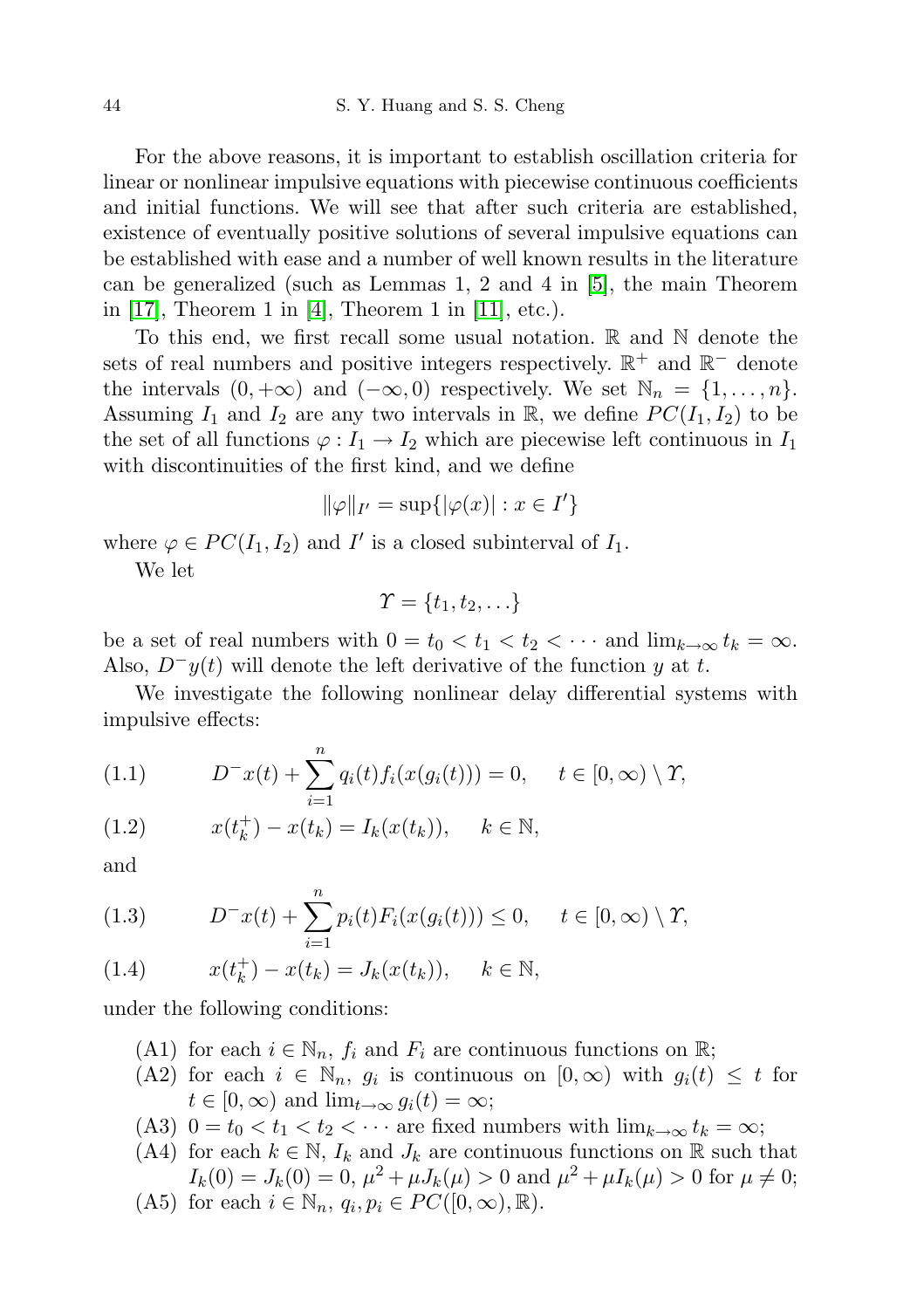For the above reasons, it is important to establish oscillation criteria for linear or nonlinear impulsive equations with piecewise continuous coefficients and initial functions. We will see that after such criteria are established, existence of eventually positive solutions of several impulsive equations can be established with ease and a number of well known results in the literature can be generalized (such as Lemmas 1, 2 and 4 in [5], the main Theorem in [17], Theorem 1 in [4], Theorem 1 in [11], etc.).

To this end, we first recall some usual notation. $\mathbb{R}$ and $\mathbb{N}$ denote the sets of real numbers and positive integers respectively. $\mathbb{R}^+$ and $\mathbb{R}^-$ denote the intervals $(0, +\infty)$ and $(-\infty, 0)$ respectively. We set $\mathbb{N}_n = \{1, \ldots, n\}$. Assuming $I_1$ and $I_2$ are any two intervals in $\mathbb{R}$, we define $PC(I_1, I_2)$ to be the set of all functions $\varphi : I_1 \to I_2$ which are piecewise left continuous in $I_1$ with discontinuities of the first kind, and we define

$$\|\varphi\|_{I'} = \sup\{|\varphi(x)| : x \in I'\}$$

where $\varphi \in PC(I_1, I_2)$ and $I'$ is a closed subinterval of $I_1$.

We let

$$\Upsilon = \{t_1, t_2, \ldots\}$$

be a set of real numbers with $0 = t_0 < t_1 < t_2 < \cdots$ and $\lim_{k\to\infty} t_k = \infty$. Also, $D^- y(t)$ will denote the left derivative of the function $y$ at $t$.

We investigate the following nonlinear delay differential systems with impulsive effects:

$$D^- x(t) + \sum_{i=1}^{n} q_i(t) f_i(x(g_i(t))) = 0, \quad t \in [0, \infty) \setminus \Upsilon, \tag{1.1}$$

$$x(t_k^+) - x(t_k) = I_k(x(t_k)), \quad k \in \mathbb{N}, \tag{1.2}$$

and

$$D^- x(t) + \sum_{i=1}^{n} p_i(t) F_i(x(g_i(t))) \le 0, \quad t \in [0, \infty) \setminus \Upsilon, \tag{1.3}$$

$$x(t_k^+) - x(t_k) = J_k(x(t_k)), \quad k \in \mathbb{N}, \tag{1.4}$$

under the following conditions:

- (A1) for each $i \in \mathbb{N}_n$, $f_i$ and $F_i$ are continuous functions on $\mathbb{R}$;
- (A2) for each $i \in \mathbb{N}_n$, $g_i$ is continuous on $[0, \infty)$ with $g_i(t) \le t$ for $t \in [0, \infty)$ and $\lim_{t\to\infty} g_i(t) = \infty$;
- (A3) $0 = t_0 < t_1 < t_2 < \cdots$ are fixed numbers with $\lim_{k\to\infty} t_k = \infty$;
- (A4) for each $k \in \mathbb{N}$, $I_k$ and $J_k$ are continuous functions on $\mathbb{R}$ such that $I_k(0) = J_k(0) = 0$, $\mu^2 + \mu J_k(\mu) > 0$ and $\mu^2 + \mu I_k(\mu) > 0$ for $\mu \ne 0$;
- (A5) for each $i \in \mathbb{N}_n$, $q_i, p_i \in PC([0, \infty), \mathbb{R})$.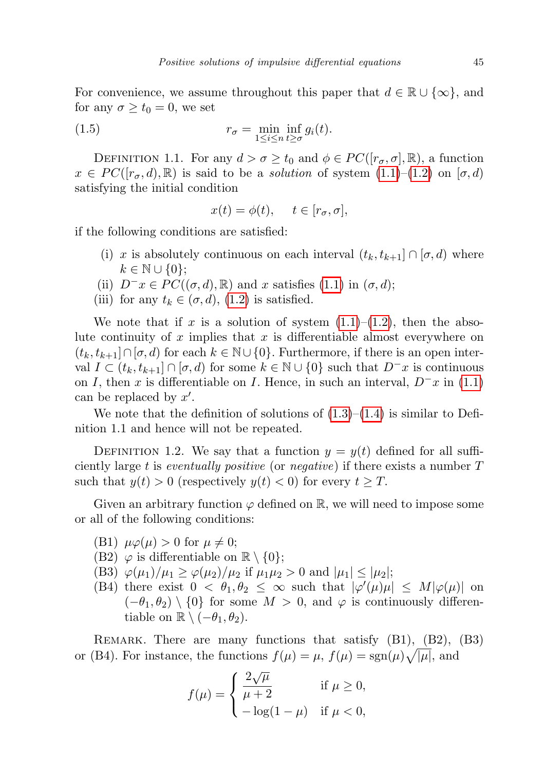For convenience, we assume throughout this paper that $d \in \mathbb{R} \cup \{\infty\}$, and for any $\sigma \geq t_0 = 0$, we set

$$r_\sigma = \min_{1 \leq i \leq n} \inf_{t \geq \sigma} g_i(t). \tag{1.5}$$

Definition 1.1. For any $d > \sigma \geq t_0$ and $\phi \in PC([r_\sigma, \sigma], \mathbb{R})$, a function $x \in PC([r_\sigma, d), \mathbb{R})$ is said to be a *solution* of system (1.1)–(1.2) on $[\sigma, d)$ satisfying the initial condition

$$x(t) = \phi(t), \quad t \in [r_\sigma, \sigma],$$

if the following conditions are satisfied:

(i) $x$ is absolutely continuous on each interval $(t_k, t_{k+1}] \cap [\sigma, d)$ where $k \in \mathbb{N} \cup \{0\}$;
(ii) $D^- x \in PC((\sigma, d), \mathbb{R})$ and $x$ satisfies (1.1) in $(\sigma, d)$;
(iii) for any $t_k \in (\sigma, d)$, (1.2) is satisfied.

We note that if $x$ is a solution of system (1.1)–(1.2), then the absolute continuity of $x$ implies that $x$ is differentiable almost everywhere on $(t_k, t_{k+1}] \cap [\sigma, d)$ for each $k \in \mathbb{N} \cup \{0\}$. Furthermore, if there is an open interval $I \subset (t_k, t_{k+1}] \cap [\sigma, d)$ for some $k \in \mathbb{N} \cup \{0\}$ such that $D^- x$ is continuous on $I$, then $x$ is differentiable on $I$. Hence, in such an interval, $D^- x$ in (1.1) can be replaced by $x'$.

We note that the definition of solutions of (1.3)–(1.4) is similar to Definition 1.1 and hence will not be repeated.

Definition 1.2. We say that a function $y = y(t)$ defined for all sufficiently large $t$ is *eventually positive* (or *negative*) if there exists a number $T$ such that $y(t) > 0$ (respectively $y(t) < 0$) for every $t \geq T$.

Given an arbitrary function $\varphi$ defined on $\mathbb{R}$, we will need to impose some or all of the following conditions:

(B1) $\mu\varphi(\mu) > 0$ for $\mu \neq 0$;
(B2) $\varphi$ is differentiable on $\mathbb{R} \setminus \{0\}$;
(B3) $\varphi(\mu_1)/\mu_1 \geq \varphi(\mu_2)/\mu_2$ if $\mu_1\mu_2 > 0$ and $|\mu_1| \leq |\mu_2|$;
(B4) there exist $0 < \theta_1, \theta_2 \leq \infty$ such that $|\varphi'(\mu)\mu| \leq M|\varphi(\mu)|$ on $(-\theta_1, \theta_2) \setminus \{0\}$ for some $M > 0$, and $\varphi$ is continuously differentiable on $\mathbb{R} \setminus (-\theta_1, \theta_2)$.

Remark. There are many functions that satisfy (B1), (B2), (B3) or (B4). For instance, the functions $f(\mu) = \mu$, $f(\mu) = \operatorname{sgn}(\mu)\sqrt{|\mu|}$, and

$$f(\mu) = \begin{cases} \dfrac{2\sqrt{\mu}}{\mu + 2} & \text{if } \mu \geq 0, \\ -\log(1 - \mu) & \text{if } \mu < 0, \end{cases}$$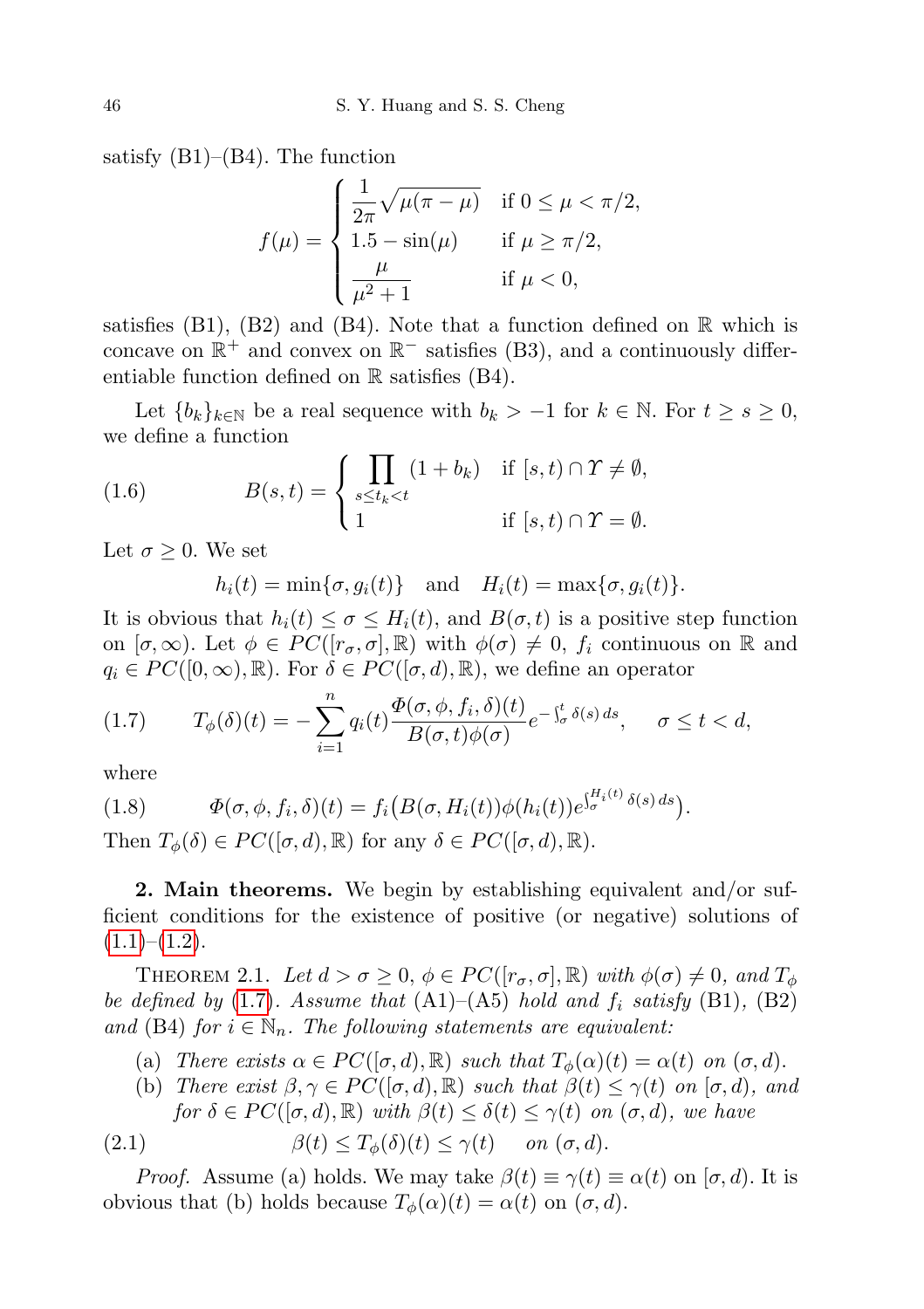satisfy (B1)–(B4). The function

$$f(\mu) = \begin{cases} \dfrac{1}{2\pi}\sqrt{\mu(\pi-\mu)} & \text{if } 0 \le \mu < \pi/2, \\ 1.5 - \sin(\mu) & \text{if } \mu \ge \pi/2, \\ \dfrac{\mu}{\mu^2+1} & \text{if } \mu < 0, \end{cases}$$

satisfies (B1), (B2) and (B4). Note that a function defined on $\mathbb{R}$ which is concave on $\mathbb{R}^+$ and convex on $\mathbb{R}^-$ satisfies (B3), and a continuously differentiable function defined on $\mathbb{R}$ satisfies (B4).

Let $\{b_k\}_{k\in\mathbb{N}}$ be a real sequence with $b_k > -1$ for $k \in \mathbb{N}$. For $t \ge s \ge 0$, we define a function

$$B(s,t) = \begin{cases} \prod_{s \le t_k < t} (1+b_k) & \text{if } [s,t) \cap \Upsilon \ne \emptyset, \\ 1 & \text{if } [s,t) \cap \Upsilon = \emptyset. \end{cases} \tag{1.6}$$

Let $\sigma \ge 0$. We set

$$h_i(t) = \min\{\sigma, g_i(t)\} \quad \text{and} \quad H_i(t) = \max\{\sigma, g_i(t)\}.$$

It is obvious that $h_i(t) \le \sigma \le H_i(t)$, and $B(\sigma,t)$ is a positive step function on $[\sigma,\infty)$. Let $\phi \in PC([r_\sigma,\sigma],\mathbb{R})$ with $\phi(\sigma) \ne 0$, $f_i$ continuous on $\mathbb{R}$ and $q_i \in PC([0,\infty),\mathbb{R})$. For $\delta \in PC([\sigma,d),\mathbb{R})$, we define an operator

$$T_\phi(\delta)(t) = -\sum_{i=1}^{n} q_i(t)\frac{\Phi(\sigma,\phi,f_i,\delta)(t)}{B(\sigma,t)\phi(\sigma)} e^{-\int_\sigma^t \delta(s)\,ds}, \quad \sigma \le t < d, \tag{1.7}$$

where

$$\Phi(\sigma,\phi,f_i,\delta)(t) = f_i\big(B(\sigma,H_i(t))\phi(h_i(t))e^{\int_\sigma^{H_i(t)} \delta(s)\,ds}\big). \tag{1.8}$$

Then $T_\phi(\delta) \in PC([\sigma,d),\mathbb{R})$ for any $\delta \in PC([\sigma,d),\mathbb{R})$.

## 2. Main theorems.

We begin by establishing equivalent and/or sufficient conditions for the existence of positive (or negative) solutions of (1.1)–(1.2).

THEOREM 2.1. *Let $d > \sigma \ge 0$, $\phi \in PC([r_\sigma,\sigma],\mathbb{R})$ with $\phi(\sigma) \ne 0$, and $T_\phi$ be defined by (1.7). Assume that (A1)–(A5) hold and $f_i$ satisfy (B1), (B2) and (B4) for $i \in \mathbb{N}_n$. The following statements are equivalent:*

(a) *There exists $\alpha \in PC([\sigma,d),\mathbb{R})$ such that $T_\phi(\alpha)(t) = \alpha(t)$ on $(\sigma,d)$.*

(b) *There exist $\beta,\gamma \in PC([\sigma,d),\mathbb{R})$ such that $\beta(t) \le \gamma(t)$ on $[\sigma,d)$, and for $\delta \in PC([\sigma,d),\mathbb{R})$ with $\beta(t) \le \delta(t) \le \gamma(t)$ on $(\sigma,d)$, we have*

$$\beta(t) \le T_\phi(\delta)(t) \le \gamma(t) \quad \text{on } (\sigma,d). \tag{2.1}$$

*Proof.* Assume (a) holds. We may take $\beta(t) \equiv \gamma(t) \equiv \alpha(t)$ on $[\sigma,d)$. It is obvious that (b) holds because $T_\phi(\alpha)(t) = \alpha(t)$ on $(\sigma,d)$.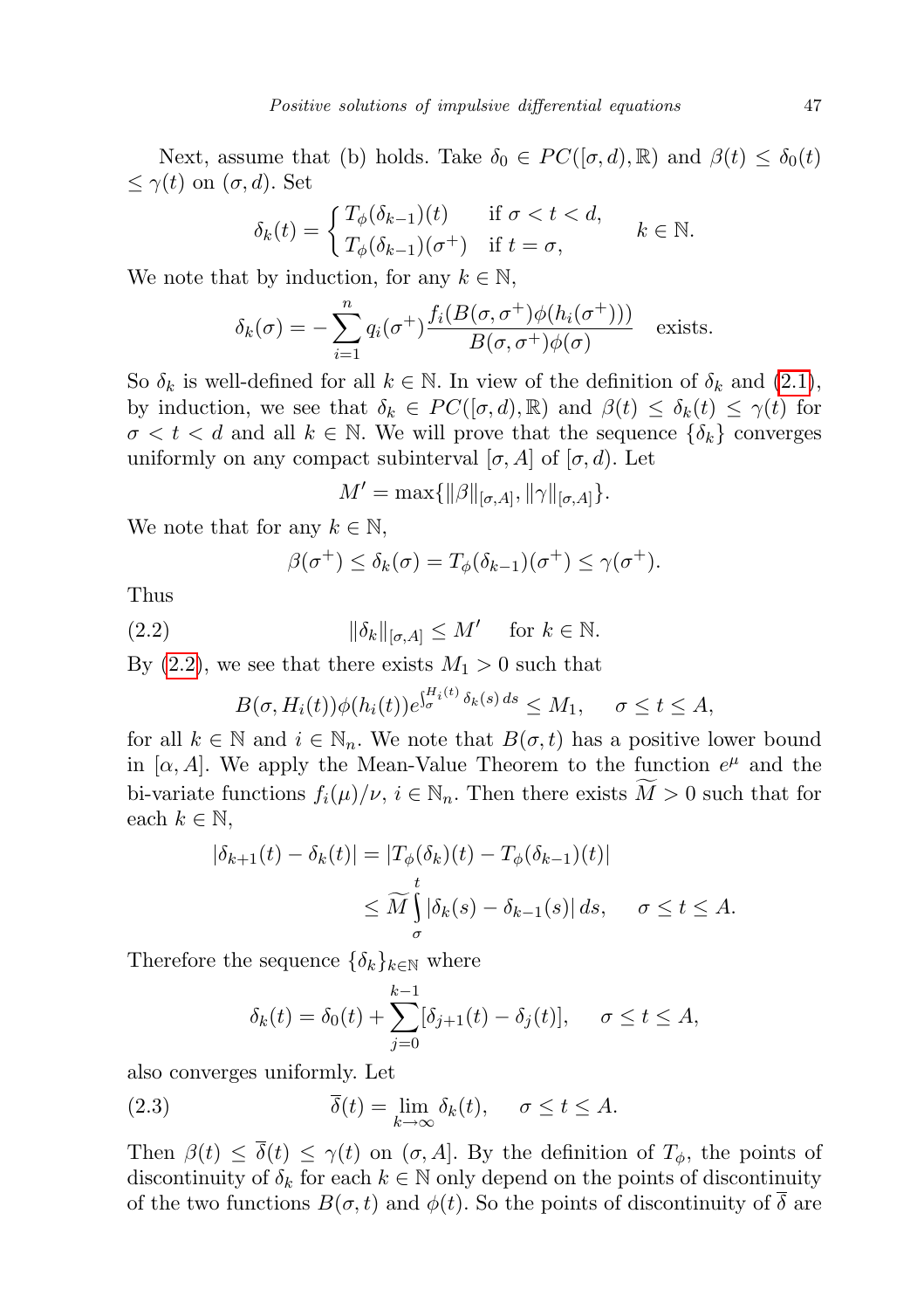Next, assume that (b) holds. Take $\delta_0 \in PC([\sigma, d), \mathbb{R})$ and $\beta(t) \le \delta_0(t) \le \gamma(t)$ on $(\sigma, d)$. Set

$$\delta_k(t) = \begin{cases} T_\phi(\delta_{k-1})(t) & \text{if } \sigma < t < d, \\ T_\phi(\delta_{k-1})(\sigma^+) & \text{if } t = \sigma, \end{cases} \qquad k \in \mathbb{N}.$$

We note that by induction, for any $k \in \mathbb{N}$,

$$\delta_k(\sigma) = -\sum_{i=1}^{n} q_i(\sigma^+) \frac{f_i(B(\sigma, \sigma^+)\phi(h_i(\sigma^+)))}{B(\sigma, \sigma^+)\phi(\sigma)} \quad \text{exists.}$$

So $\delta_k$ is well-defined for all $k \in \mathbb{N}$. In view of the definition of $\delta_k$ and (2.1), by induction, we see that $\delta_k \in PC([\sigma, d), \mathbb{R})$ and $\beta(t) \le \delta_k(t) \le \gamma(t)$ for $\sigma < t < d$ and all $k \in \mathbb{N}$. We will prove that the sequence $\{\delta_k\}$ converges uniformly on any compact subinterval $[\sigma, A]$ of $[\sigma, d)$. Let

$$M' = \max\{\|\beta\|_{[\sigma,A]}, \|\gamma\|_{[\sigma,A]}\}.$$

We note that for any $k \in \mathbb{N}$,

$$\beta(\sigma^+) \le \delta_k(\sigma) = T_\phi(\delta_{k-1})(\sigma^+) \le \gamma(\sigma^+).$$

Thus

$$\|\delta_k\|_{[\sigma,A]} \le M' \quad \text{for } k \in \mathbb{N}. \tag{2.2}$$

By (2.2), we see that there exists $M_1 > 0$ such that

$$B(\sigma, H_i(t))\phi(h_i(t))e^{\int_\sigma^{H_i(t)} \delta_k(s)\,ds} \le M_1, \quad \sigma \le t \le A,$$

for all $k \in \mathbb{N}$ and $i \in \mathbb{N}_n$. We note that $B(\sigma, t)$ has a positive lower bound in $[\alpha, A]$. We apply the Mean-Value Theorem to the function $e^\mu$ and the bi-variate functions $f_i(\mu)/\nu$, $i \in \mathbb{N}_n$. Then there exists $\widetilde{M} > 0$ such that for each $k \in \mathbb{N}$,

$$\begin{aligned} |\delta_{k+1}(t) - \delta_k(t)| &= |T_\phi(\delta_k)(t) - T_\phi(\delta_{k-1})(t)| \\ &\le \widetilde{M} \int_\sigma^t |\delta_k(s) - \delta_{k-1}(s)|\,ds, \quad \sigma \le t \le A. \end{aligned}$$

Therefore the sequence $\{\delta_k\}_{k\in\mathbb{N}}$ where

$$\delta_k(t) = \delta_0(t) + \sum_{j=0}^{k-1} [\delta_{j+1}(t) - \delta_j(t)], \quad \sigma \le t \le A,$$

also converges uniformly. Let

$$\overline{\delta}(t) = \lim_{k\to\infty} \delta_k(t), \quad \sigma \le t \le A. \tag{2.3}$$

Then $\beta(t) \le \overline{\delta}(t) \le \gamma(t)$ on $(\sigma, A]$. By the definition of $T_\phi$, the points of discontinuity of $\delta_k$ for each $k \in \mathbb{N}$ only depend on the points of discontinuity of the two functions $B(\sigma, t)$ and $\phi(t)$. So the points of discontinuity of $\overline{\delta}$ are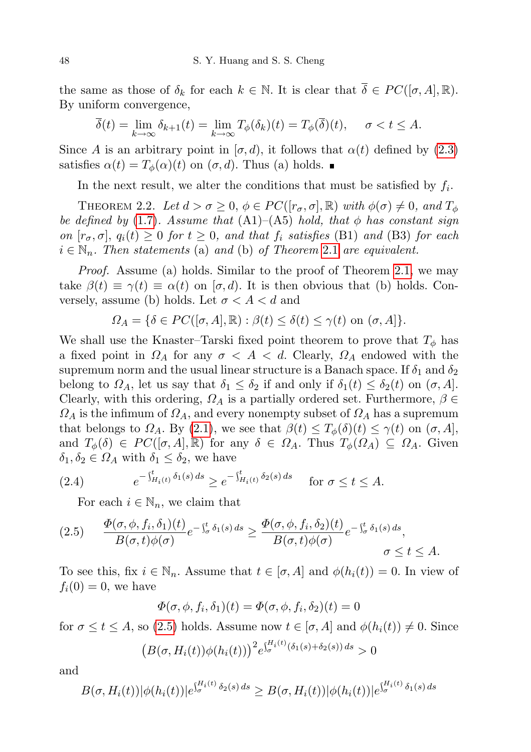the same as those of $\delta_k$ for each $k \in \mathbb{N}$. It is clear that $\overline{\delta} \in PC([\sigma, A], \mathbb{R})$. By uniform convergence,

$$\overline{\delta}(t) = \lim_{k\to\infty} \delta_{k+1}(t) = \lim_{k\to\infty} T_\phi(\delta_k)(t) = T_\phi(\overline{\delta})(t), \quad \sigma < t \le A.$$

Since $A$ is an arbitrary point in $[\sigma, d)$, it follows that $\alpha(t)$ defined by (2.3) satisfies $\alpha(t) = T_\phi(\alpha)(t)$ on $(\sigma, d)$. Thus (a) holds. ∎

In the next result, we alter the conditions that must be satisfied by $f_i$.

THEOREM 2.2. *Let $d > \sigma \ge 0$, $\phi \in PC([r_\sigma, \sigma], \mathbb{R})$ with $\phi(\sigma) \ne 0$, and $T_\phi$ be defined by (1.7). Assume that* (A1)–(A5) *hold, that $\phi$ has constant sign on $[r_\sigma, \sigma]$, $q_i(t) \ge 0$ for $t \ge 0$, and that $f_i$ satisfies* (B1) *and* (B3) *for each $i \in \mathbb{N}_n$. Then statements* (a) *and* (b) *of Theorem 2.1 are equivalent.*

*Proof.* Assume (a) holds. Similar to the proof of Theorem 2.1, we may take $\beta(t) \equiv \gamma(t) \equiv \alpha(t)$ on $[\sigma, d)$. It is then obvious that (b) holds. Conversely, assume (b) holds. Let $\sigma < A < d$ and

$$\Omega_A = \{\delta \in PC([\sigma, A], \mathbb{R}) : \beta(t) \le \delta(t) \le \gamma(t) \text{ on } (\sigma, A]\}.$$

We shall use the Knaster–Tarski fixed point theorem to prove that $T_\phi$ has a fixed point in $\Omega_A$ for any $\sigma < A < d$. Clearly, $\Omega_A$ endowed with the supremum norm and the usual linear structure is a Banach space. If $\delta_1$ and $\delta_2$ belong to $\Omega_A$, let us say that $\delta_1 \le \delta_2$ if and only if $\delta_1(t) \le \delta_2(t)$ on $(\sigma, A]$. Clearly, with this ordering, $\Omega_A$ is a partially ordered set. Furthermore, $\beta \in \Omega_A$ is the infimum of $\Omega_A$, and every nonempty subset of $\Omega_A$ has a supremum that belongs to $\Omega_A$. By (2.1), we see that $\beta(t) \le T_\phi(\delta)(t) \le \gamma(t)$ on $(\sigma, A]$, and $T_\phi(\delta) \in PC([\sigma, A], \mathbb{R})$ for any $\delta \in \Omega_A$. Thus $T_\phi(\Omega_A) \subseteq \Omega_A$. Given $\delta_1, \delta_2 \in \Omega_A$ with $\delta_1 \le \delta_2$, we have

$$e^{-\int_{H_i(t)}^t \delta_1(s)\,ds} \ge e^{-\int_{H_i(t)}^t \delta_2(s)\,ds} \quad \text{for } \sigma \le t \le A. \tag{2.4}$$

For each $i \in \mathbb{N}_n$, we claim that

$$\frac{\Phi(\sigma, \phi, f_i, \delta_1)(t)}{B(\sigma, t)\phi(\sigma)} e^{-\int_\sigma^t \delta_1(s)\,ds} \ge \frac{\Phi(\sigma, \phi, f_i, \delta_2)(t)}{B(\sigma, t)\phi(\sigma)} e^{-\int_\sigma^t \delta_1(s)\,ds}, \quad \sigma \le t \le A. \tag{2.5}$$

To see this, fix $i \in \mathbb{N}_n$. Assume that $t \in [\sigma, A]$ and $\phi(h_i(t)) = 0$. In view of $f_i(0) = 0$, we have

$$\Phi(\sigma, \phi, f_i, \delta_1)(t) = \Phi(\sigma, \phi, f_i, \delta_2)(t) = 0$$

for $\sigma \le t \le A$, so (2.5) holds. Assume now $t \in [\sigma, A]$ and $\phi(h_i(t)) \ne 0$. Since

$$\big(B(\sigma, H_i(t))\phi(h_i(t))\big)^2 e^{\int_\sigma^{H_i(t)} (\delta_1(s)+\delta_2(s))\,ds} > 0$$

and

$$B(\sigma, H_i(t))|\phi(h_i(t))| e^{\int_\sigma^{H_i(t)} \delta_2(s)\,ds} \ge B(\sigma, H_i(t))|\phi(h_i(t))| e^{\int_\sigma^{H_i(t)} \delta_1(s)\,ds}$$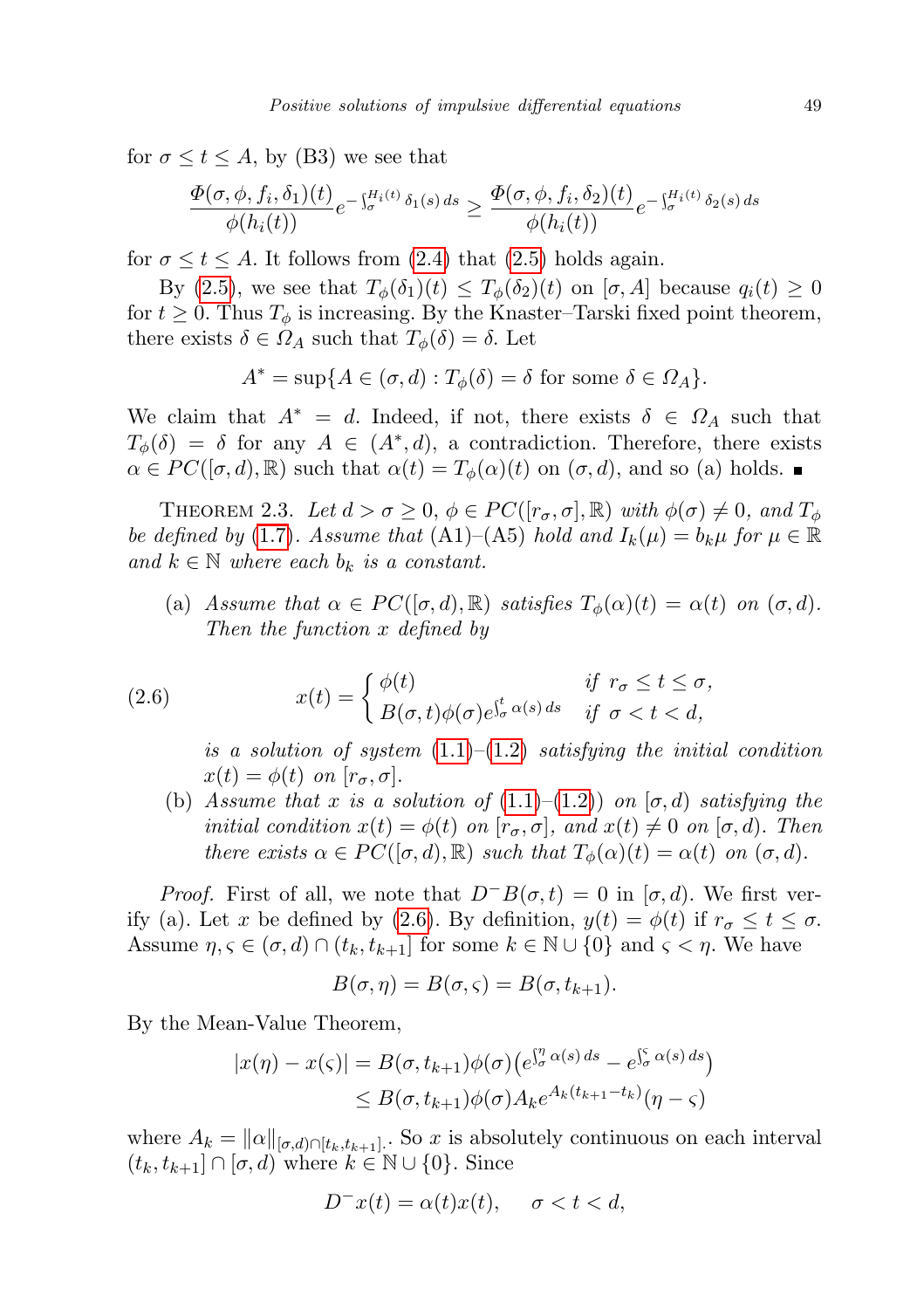for $\sigma \le t \le A$, by (B3) we see that

$$\frac{\Phi(\sigma,\phi,f_i,\delta_1)(t)}{\phi(h_i(t))} e^{-\int_\sigma^{H_i(t)} \delta_1(s)\,ds} \ge \frac{\Phi(\sigma,\phi,f_i,\delta_2)(t)}{\phi(h_i(t))} e^{-\int_\sigma^{H_i(t)} \delta_2(s)\,ds}$$

for $\sigma \le t \le A$. It follows from (2.4) that (2.5) holds again.

By (2.5), we see that $T_\phi(\delta_1)(t) \le T_\phi(\delta_2)(t)$ on $[\sigma, A]$ because $q_i(t) \ge 0$ for $t \ge 0$. Thus $T_\phi$ is increasing. By the Knaster–Tarski fixed point theorem, there exists $\delta \in \Omega_A$ such that $T_\phi(\delta) = \delta$. Let

$$A^* = \sup\{A \in (\sigma, d) : T_\phi(\delta) = \delta \text{ for some } \delta \in \Omega_A\}.$$

We claim that $A^* = d$. Indeed, if not, there exists $\delta \in \Omega_A$ such that $T_\phi(\delta) = \delta$ for any $A \in (A^*, d)$, a contradiction. Therefore, there exists $\alpha \in PC([\sigma, d), \mathbb{R})$ such that $\alpha(t) = T_\phi(\alpha)(t)$ on $(\sigma, d)$, and so (a) holds. ∎

Theorem 2.3. *Let $d > \sigma \ge 0$, $\phi \in PC([r_\sigma, \sigma], \mathbb{R})$ with $\phi(\sigma) \ne 0$, and $T_\phi$ be defined by (1.7). Assume that (A1)–(A5) hold and $I_k(\mu) = b_k\mu$ for $\mu \in \mathbb{R}$ and $k \in \mathbb{N}$ where each $b_k$ is a constant.*

(a) *Assume that $\alpha \in PC([\sigma, d), \mathbb{R})$ satisfies $T_\phi(\alpha)(t) = \alpha(t)$ on $(\sigma, d)$. Then the function $x$ defined by*

$$x(t) = \begin{cases} \phi(t) & \text{if } r_\sigma \le t \le \sigma, \\ B(\sigma,t)\phi(\sigma)e^{\int_\sigma^t \alpha(s)\,ds} & \text{if } \sigma < t < d, \end{cases} \tag{2.6}$$

*is a solution of system (1.1)–(1.2) satisfying the initial condition $x(t) = \phi(t)$ on $[r_\sigma, \sigma]$.*

(b) *Assume that $x$ is a solution of (1.1)–(1.2)) on $[\sigma, d)$ satisfying the initial condition $x(t) = \phi(t)$ on $[r_\sigma, \sigma]$, and $x(t) \ne 0$ on $[\sigma, d)$. Then there exists $\alpha \in PC([\sigma, d), \mathbb{R})$ such that $T_\phi(\alpha)(t) = \alpha(t)$ on $(\sigma, d)$.*

*Proof.* First of all, we note that $D^- B(\sigma, t) = 0$ in $[\sigma, d)$. We first verify (a). Let $x$ be defined by (2.6). By definition, $y(t) = \phi(t)$ if $r_\sigma \le t \le \sigma$. Assume $\eta, \varsigma \in (\sigma, d) \cap (t_k, t_{k+1}]$ for some $k \in \mathbb{N} \cup \{0\}$ and $\varsigma < \eta$. We have

$$B(\sigma, \eta) = B(\sigma, \varsigma) = B(\sigma, t_{k+1}).$$

By the Mean-Value Theorem,

$$\begin{aligned} |x(\eta) - x(\varsigma)| &= B(\sigma, t_{k+1})\phi(\sigma)\big(e^{\int_\sigma^\eta \alpha(s)\,ds} - e^{\int_\sigma^\varsigma \alpha(s)\,ds}\big) \\ &\le B(\sigma, t_{k+1})\phi(\sigma)A_k e^{A_k(t_{k+1}-t_k)}(\eta - \varsigma) \end{aligned}$$

where $A_k = \|\alpha\|_{[\sigma,d)\cap[t_k,t_{k+1}]}$. So $x$ is absolutely continuous on each interval $(t_k, t_{k+1}] \cap [\sigma, d)$ where $k \in \mathbb{N} \cup \{0\}$. Since

$$D^- x(t) = \alpha(t)x(t), \quad \sigma < t < d,$$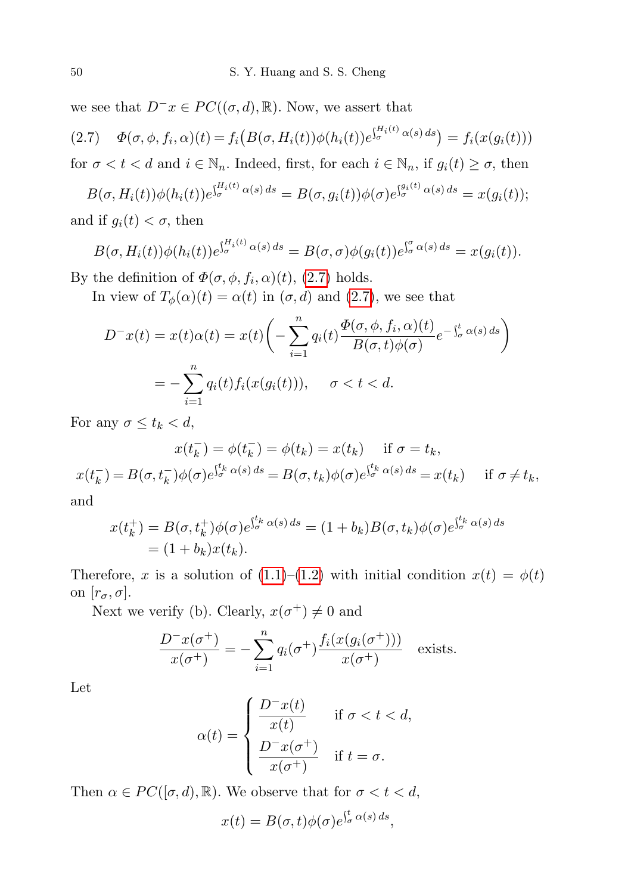we see that $D^-x \in PC((\sigma, d), \mathbb{R})$. Now, we assert that

$$\Phi(\sigma, \phi, f_i, \alpha)(t) = f_i\big(B(\sigma, H_i(t))\phi(h_i(t))e^{\int_\sigma^{H_i(t)} \alpha(s)\,ds}\big) = f_i(x(g_i(t))) \tag{2.7}$$

for $\sigma < t < d$ and $i \in \mathbb{N}_n$. Indeed, first, for each $i \in \mathbb{N}_n$, if $g_i(t) \geq \sigma$, then

$$B(\sigma, H_i(t))\phi(h_i(t))e^{\int_\sigma^{H_i(t)} \alpha(s)\,ds} = B(\sigma, g_i(t))\phi(\sigma)e^{\int_\sigma^{g_i(t)} \alpha(s)\,ds} = x(g_i(t));$$

and if $g_i(t) < \sigma$, then

$$B(\sigma, H_i(t))\phi(h_i(t))e^{\int_\sigma^{H_i(t)} \alpha(s)\,ds} = B(\sigma, \sigma)\phi(g_i(t))e^{\int_\sigma^{\sigma} \alpha(s)\,ds} = x(g_i(t)).$$

By the definition of $\Phi(\sigma, \phi, f_i, \alpha)(t)$, (2.7) holds.

In view of $T_\phi(\alpha)(t) = \alpha(t)$ in $(\sigma, d)$ and (2.7), we see that

$$\begin{aligned}
D^-x(t) = x(t)\alpha(t) &= x(t)\bigg(-\sum_{i=1}^n q_i(t)\frac{\Phi(\sigma, \phi, f_i, \alpha)(t)}{B(\sigma, t)\phi(\sigma)}e^{-\int_\sigma^t \alpha(s)\,ds}\bigg) \\
&= -\sum_{i=1}^n q_i(t) f_i(x(g_i(t))), \quad \sigma < t < d.
\end{aligned}$$

For any $\sigma \leq t_k < d$,

$$x(t_k^-) = \phi(t_k^-) = \phi(t_k) = x(t_k) \quad \text{if } \sigma = t_k,$$

$$x(t_k^-) = B(\sigma, t_k^-)\phi(\sigma)e^{\int_\sigma^{t_k} \alpha(s)\,ds} = B(\sigma, t_k)\phi(\sigma)e^{\int_\sigma^{t_k} \alpha(s)\,ds} = x(t_k) \quad \text{if } \sigma \neq t_k,$$

and

$$\begin{aligned}
x(t_k^+) &= B(\sigma, t_k^+)\phi(\sigma)e^{\int_\sigma^{t_k} \alpha(s)\,ds} = (1 + b_k)B(\sigma, t_k)\phi(\sigma)e^{\int_\sigma^{t_k} \alpha(s)\,ds} \\
&= (1 + b_k)x(t_k).
\end{aligned}$$

Therefore, $x$ is a solution of (1.1)–(1.2) with initial condition $x(t) = \phi(t)$ on $[r_\sigma, \sigma]$.

Next we verify (b). Clearly, $x(\sigma^+) \neq 0$ and

$$\frac{D^-x(\sigma^+)}{x(\sigma^+)} = -\sum_{i=1}^n q_i(\sigma^+)\frac{f_i(x(g_i(\sigma^+)))}{x(\sigma^+)} \quad \text{exists.}$$

Let

$$\alpha(t) = \begin{cases} \dfrac{D^-x(t)}{x(t)} & \text{if } \sigma < t < d, \\[2ex] \dfrac{D^-x(\sigma^+)}{x(\sigma^+)} & \text{if } t = \sigma. \end{cases}$$

Then $\alpha \in PC([\sigma, d), \mathbb{R})$. We observe that for $\sigma < t < d$,

$$x(t) = B(\sigma, t)\phi(\sigma)e^{\int_\sigma^t \alpha(s)\,ds},$$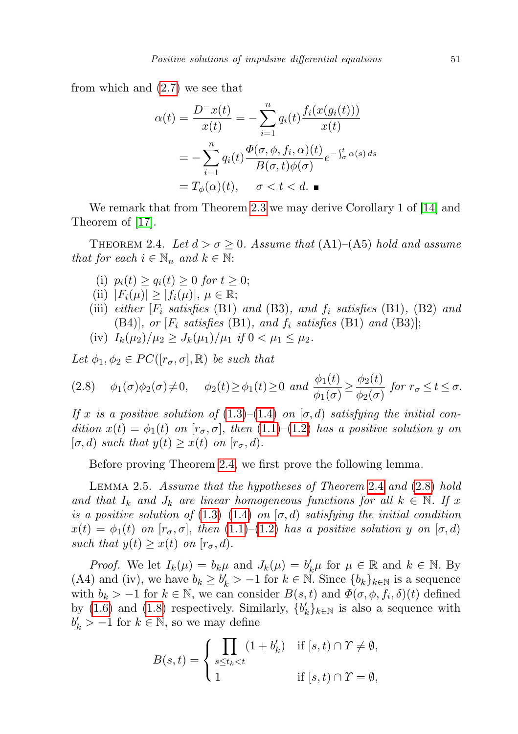from which and (2.7) we see that

$$\begin{aligned}\alpha(t) = \frac{D^- x(t)}{x(t)} &= -\sum_{i=1}^{n} q_i(t) \frac{f_i(x(g_i(t)))}{x(t)} \\ &= -\sum_{i=1}^{n} q_i(t) \frac{\Phi(\sigma, \phi, f_i, \alpha)(t)}{B(\sigma, t)\phi(\sigma)} e^{-\int_\sigma^t \alpha(s)\, ds} \\ &= T_\phi(\alpha)(t), \qquad \sigma < t < d. \ \blacksquare\end{aligned}$$

We remark that from Theorem 2.3 we may derive Corollary 1 of [14] and Theorem of [17].

THEOREM 2.4. *Let $d > \sigma \geq 0$. Assume that* (A1)–(A5) *hold and assume that for each $i \in \mathbb{N}_n$ and $k \in \mathbb{N}$:*

(i) *$p_i(t) \geq q_i(t) \geq 0$ for $t \geq 0$;*

(ii) *$|F_i(\mu)| \geq |f_i(\mu)|$, $\mu \in \mathbb{R}$;*

(iii) *either [$F_i$ satisfies* (B1) *and* (B3)*, and $f_i$ satisfies* (B1)*,* (B2) *and* (B4)*], or [$F_i$ satisfies* (B1)*, and $f_i$ satisfies* (B1) *and* (B3)*];*

(iv) *$I_k(\mu_2)/\mu_2 \geq J_k(\mu_1)/\mu_1$ if $0 < \mu_1 \leq \mu_2$.*

*Let $\phi_1, \phi_2 \in PC([r_\sigma, \sigma], \mathbb{R})$ be such that*

$$(2.8) \quad \phi_1(\sigma)\phi_2(\sigma) \neq 0, \quad \phi_2(t) \geq \phi_1(t) \geq 0 \text{ and } \frac{\phi_1(t)}{\phi_1(\sigma)} \geq \frac{\phi_2(t)}{\phi_2(\sigma)} \text{ for } r_\sigma \leq t \leq \sigma.$$

*If $x$ is a positive solution of* (1.3)–(1.4) *on $[\sigma, d)$ satisfying the initial condition $x(t) = \phi_1(t)$ on $[r_\sigma, \sigma]$, then* (1.1)–(1.2) *has a positive solution $y$ on $[\sigma, d)$ such that $y(t) \geq x(t)$ on $[r_\sigma, d)$.*

Before proving Theorem 2.4, we first prove the following lemma.

LEMMA 2.5. *Assume that the hypotheses of Theorem 2.4 and* (2.8) *hold and that $I_k$ and $J_k$ are linear homogeneous functions for all $k \in \mathbb{N}$. If $x$ is a positive solution of* (1.3)–(1.4) *on $[\sigma, d)$ satisfying the initial condition $x(t) = \phi_1(t)$ on $[r_\sigma, \sigma]$, then* (1.1)–(1.2) *has a positive solution $y$ on $[\sigma, d)$ such that $y(t) \geq x(t)$ on $[r_\sigma, d)$.*

*Proof.* We let $I_k(\mu) = b_k \mu$ and $J_k(\mu) = b'_k \mu$ for $\mu \in \mathbb{R}$ and $k \in \mathbb{N}$. By (A4) and (iv), we have $b_k \geq b'_k > -1$ for $k \in \mathbb{N}$. Since $\{b_k\}_{k \in \mathbb{N}}$ is a sequence with $b_k > -1$ for $k \in \mathbb{N}$, we can consider $B(s,t)$ and $\Phi(\sigma, \phi, f_i, \delta)(t)$ defined by (1.6) and (1.8) respectively. Similarly, $\{b'_k\}_{k \in \mathbb{N}}$ is also a sequence with $b'_k > -1$ for $k \in \mathbb{N}$, so we may define

$$\overline{B}(s,t) = \begin{cases} \displaystyle\prod_{s \leq t_k < t} (1 + b'_k) & \text{if } [s,t) \cap \Upsilon \neq \emptyset, \\ 1 & \text{if } [s,t) \cap \Upsilon = \emptyset, \end{cases}$$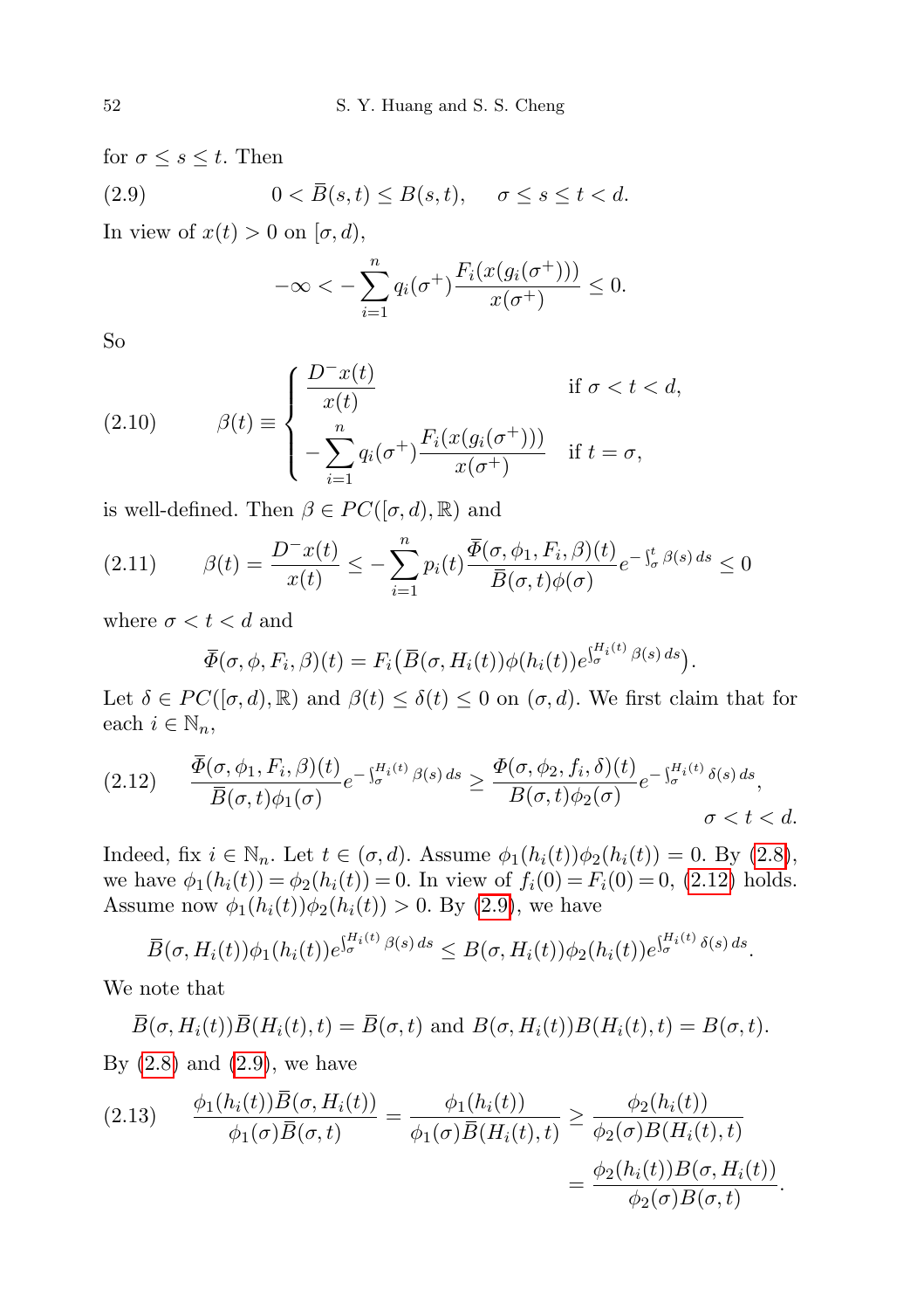for $\sigma \le s \le t$. Then

$$0 < \bar{B}(s,t) \le B(s,t), \quad \sigma \le s \le t < d. \tag{2.9}$$

In view of $x(t) > 0$ on $[\sigma, d)$,

$$-\infty < -\sum_{i=1}^{n} q_i(\sigma^+)\frac{F_i(x(g_i(\sigma^+)))}{x(\sigma^+)} \le 0.$$

So

$$\beta(t) \equiv \begin{cases} \dfrac{D^- x(t)}{x(t)} & \text{if } \sigma < t < d, \\ -\displaystyle\sum_{i=1}^{n} q_i(\sigma^+)\frac{F_i(x(g_i(\sigma^+)))}{x(\sigma^+)} & \text{if } t = \sigma, \end{cases} \tag{2.10}$$

is well-defined. Then $\beta \in PC([\sigma, d), \mathbb{R})$ and

$$\beta(t) = \frac{D^- x(t)}{x(t)} \le -\sum_{i=1}^{n} p_i(t)\frac{\bar{\Phi}(\sigma, \phi_1, F_i, \beta)(t)}{\bar{B}(\sigma,t)\phi(\sigma)} e^{-\int_\sigma^t \beta(s)\,ds} \le 0 \tag{2.11}$$

where $\sigma < t < d$ and

$$\bar{\Phi}(\sigma, \phi, F_i, \beta)(t) = F_i\big(\bar{B}(\sigma, H_i(t))\phi(h_i(t))e^{\int_\sigma^{H_i(t)} \beta(s)\,ds}\big).$$

Let $\delta \in PC([\sigma, d), \mathbb{R})$ and $\beta(t) \le \delta(t) \le 0$ on $(\sigma, d)$. We first claim that for each $i \in \mathbb{N}_n$,

$$\frac{\bar{\Phi}(\sigma, \phi_1, F_i, \beta)(t)}{\bar{B}(\sigma,t)\phi_1(\sigma)} e^{-\int_\sigma^{H_i(t)} \beta(s)\,ds} \ge \frac{\Phi(\sigma, \phi_2, f_i, \delta)(t)}{B(\sigma,t)\phi_2(\sigma)} e^{-\int_\sigma^{H_i(t)} \delta(s)\,ds}, \quad \sigma < t < d. \tag{2.12}$$

Indeed, fix $i \in \mathbb{N}_n$. Let $t \in (\sigma, d)$. Assume $\phi_1(h_i(t))\phi_2(h_i(t)) = 0$. By (2.8), we have $\phi_1(h_i(t)) = \phi_2(h_i(t)) = 0$. In view of $f_i(0) = F_i(0) = 0$, (2.12) holds. Assume now $\phi_1(h_i(t))\phi_2(h_i(t)) > 0$. By (2.9), we have

$$\bar{B}(\sigma, H_i(t))\phi_1(h_i(t))e^{\int_\sigma^{H_i(t)} \beta(s)\,ds} \le B(\sigma, H_i(t))\phi_2(h_i(t))e^{\int_\sigma^{H_i(t)} \delta(s)\,ds}.$$

We note that

$$\bar{B}(\sigma, H_i(t))\bar{B}(H_i(t), t) = \bar{B}(\sigma, t) \text{ and } B(\sigma, H_i(t))B(H_i(t), t) = B(\sigma, t).$$

By (2.8) and (2.9), we have

$$\frac{\phi_1(h_i(t))\bar{B}(\sigma, H_i(t))}{\phi_1(\sigma)\bar{B}(\sigma, t)} = \frac{\phi_1(h_i(t))}{\phi_1(\sigma)\bar{B}(H_i(t), t)} \ge \frac{\phi_2(h_i(t))}{\phi_2(\sigma)B(H_i(t), t)} = \frac{\phi_2(h_i(t))B(\sigma, H_i(t))}{\phi_2(\sigma)B(\sigma, t)}. \tag{2.13}$$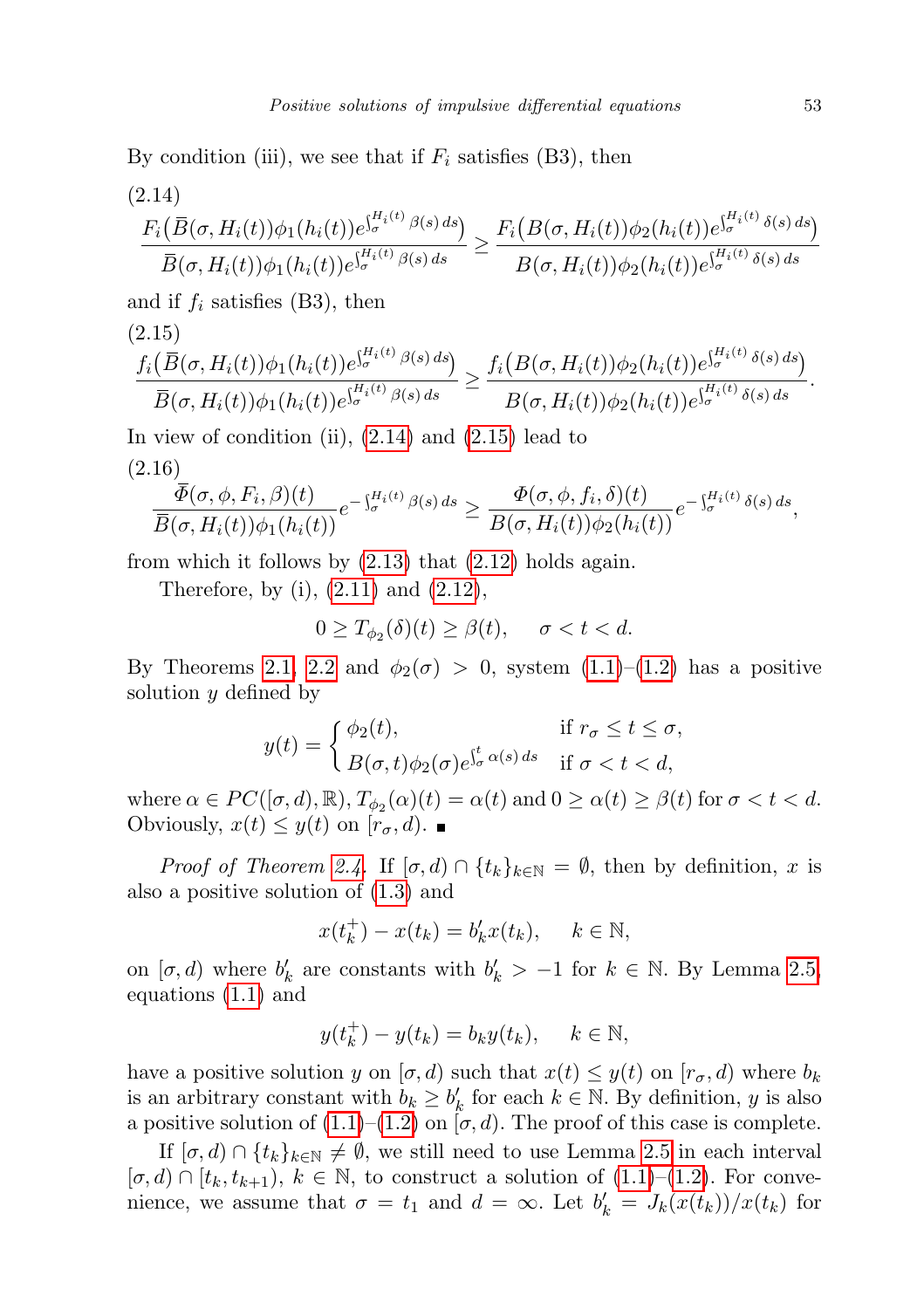By condition (iii), we see that if $F_i$ satisfies (B3), then

(2.14)
$$\frac{F_i\big(\bar{B}(\sigma, H_i(t))\phi_1(h_i(t))e^{\int_\sigma^{H_i(t)} \beta(s)\,ds}\big)}{\bar{B}(\sigma, H_i(t))\phi_1(h_i(t))e^{\int_\sigma^{H_i(t)} \beta(s)\,ds}} \geq \frac{F_i\big(B(\sigma, H_i(t))\phi_2(h_i(t))e^{\int_\sigma^{H_i(t)} \delta(s)\,ds}\big)}{B(\sigma, H_i(t))\phi_2(h_i(t))e^{\int_\sigma^{H_i(t)} \delta(s)\,ds}}$$

and if $f_i$ satisfies (B3), then

(2.15)
$$\frac{f_i\big(\bar{B}(\sigma, H_i(t))\phi_1(h_i(t))e^{\int_\sigma^{H_i(t)} \beta(s)\,ds}\big)}{\bar{B}(\sigma, H_i(t))\phi_1(h_i(t))e^{\int_\sigma^{H_i(t)} \beta(s)\,ds}} \geq \frac{f_i\big(B(\sigma, H_i(t))\phi_2(h_i(t))e^{\int_\sigma^{H_i(t)} \delta(s)\,ds}\big)}{B(\sigma, H_i(t))\phi_2(h_i(t))e^{\int_\sigma^{H_i(t)} \delta(s)\,ds}}.$$

In view of condition (ii), (2.14) and (2.15) lead to

(2.16)
$$\frac{\bar{\Phi}(\sigma, \phi, F_i, \beta)(t)}{\bar{B}(\sigma, H_i(t))\phi_1(h_i(t))} e^{-\int_\sigma^{H_i(t)} \beta(s)\,ds} \geq \frac{\Phi(\sigma, \phi, f_i, \delta)(t)}{B(\sigma, H_i(t))\phi_2(h_i(t))} e^{-\int_\sigma^{H_i(t)} \delta(s)\,ds},$$

from which it follows by (2.13) that (2.12) holds again.

Therefore, by (i), (2.11) and (2.12),

$$0 \geq T_{\phi_2}(\delta)(t) \geq \beta(t), \quad \sigma < t < d.$$

By Theorems 2.1, 2.2 and $\phi_2(\sigma) > 0$, system (1.1)–(1.2) has a positive solution $y$ defined by

$$y(t) = \begin{cases} \phi_2(t), & \text{if } r_\sigma \leq t \leq \sigma, \\ B(\sigma, t)\phi_2(\sigma)e^{\int_\sigma^t \alpha(s)\,ds} & \text{if } \sigma < t < d, \end{cases}$$

where $\alpha \in PC([\sigma, d), \mathbb{R})$, $T_{\phi_2}(\alpha)(t) = \alpha(t)$ and $0 \geq \alpha(t) \geq \beta(t)$ for $\sigma < t < d$. Obviously, $x(t) \leq y(t)$ on $[r_\sigma, d)$. ∎

*Proof of Theorem 2.4.* If $[\sigma, d) \cap \{t_k\}_{k\in\mathbb{N}} = \emptyset$, then by definition, $x$ is also a positive solution of (1.3) and

$$x(t_k^+) - x(t_k) = b'_k x(t_k), \quad k \in \mathbb{N},$$

on $[\sigma, d)$ where $b'_k$ are constants with $b'_k > -1$ for $k \in \mathbb{N}$. By Lemma 2.5, equations (1.1) and

$$y(t_k^+) - y(t_k) = b_k y(t_k), \quad k \in \mathbb{N},$$

have a positive solution $y$ on $[\sigma, d)$ such that $x(t) \leq y(t)$ on $[r_\sigma, d)$ where $b_k$ is an arbitrary constant with $b_k \geq b'_k$ for each $k \in \mathbb{N}$. By definition, $y$ is also a positive solution of (1.1)–(1.2) on $[\sigma, d)$. The proof of this case is complete.

If $[\sigma, d) \cap \{t_k\}_{k\in\mathbb{N}} \neq \emptyset$, we still need to use Lemma 2.5 in each interval $[\sigma, d) \cap [t_k, t_{k+1})$, $k \in \mathbb{N}$, to construct a solution of (1.1)–(1.2). For convenience, we assume that $\sigma = t_1$ and $d = \infty$. Let $b'_k = J_k(x(t_k))/x(t_k)$ for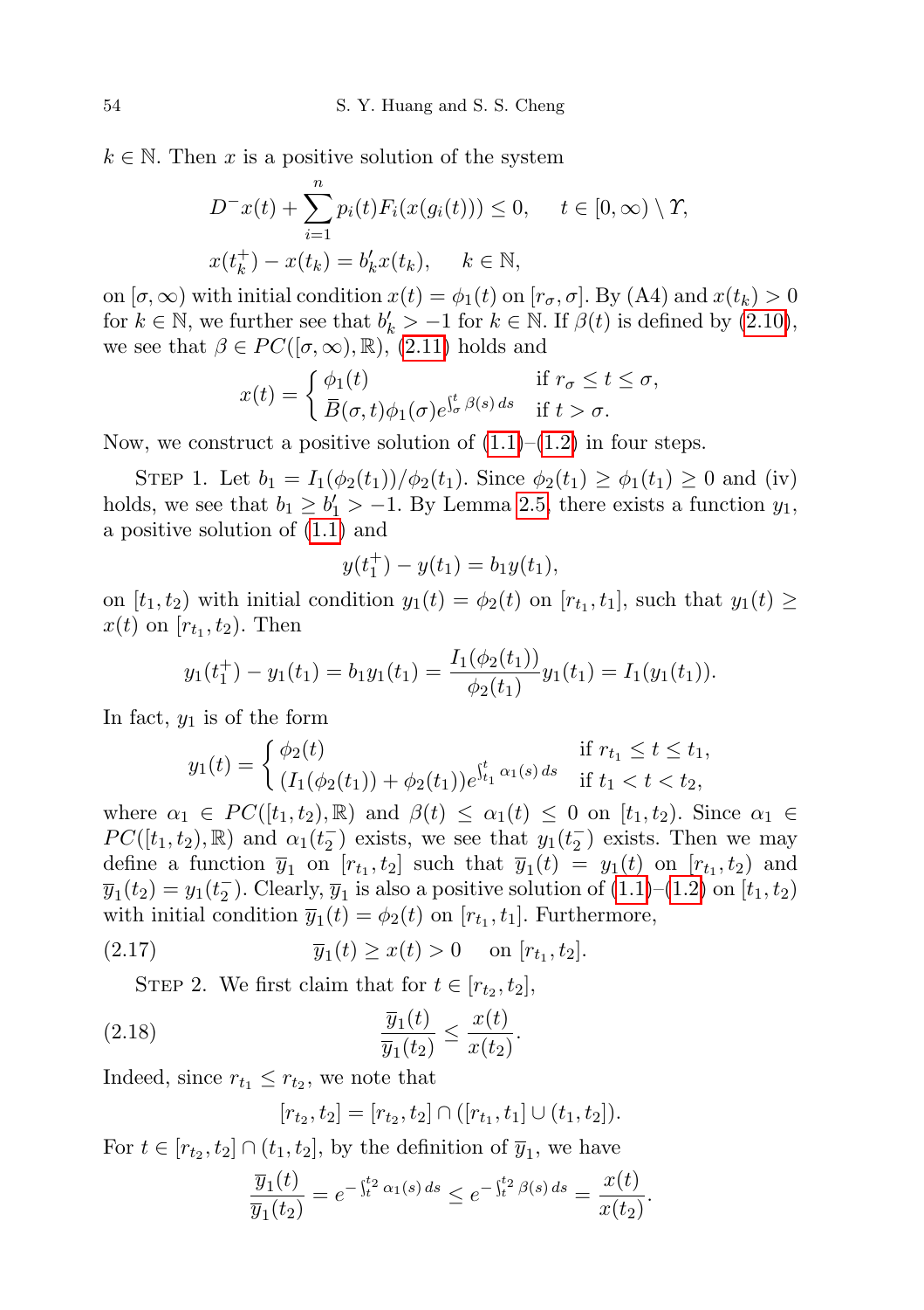$k \in \mathbb{N}$. Then $x$ is a positive solution of the system

$$D^- x(t) + \sum_{i=1}^{n} p_i(t) F_i(x(g_i(t))) \le 0, \qquad t \in [0,\infty) \setminus \Upsilon,$$
$$x(t_k^+) - x(t_k) = b'_k x(t_k), \qquad k \in \mathbb{N},$$

on $[\sigma,\infty)$ with initial condition $x(t) = \phi_1(t)$ on $[r_\sigma, \sigma]$. By (A4) and $x(t_k) > 0$ for $k \in \mathbb{N}$, we further see that $b'_k > -1$ for $k \in \mathbb{N}$. If $\beta(t)$ is defined by (2.10), we see that $\beta \in PC([\sigma,\infty),\mathbb{R})$, (2.11) holds and

$$x(t) = \begin{cases} \phi_1(t) & \text{if } r_\sigma \le t \le \sigma, \\ \bar{B}(\sigma,t)\phi_1(\sigma) e^{\int_\sigma^t \beta(s)\,ds} & \text{if } t > \sigma. \end{cases}$$

Now, we construct a positive solution of (1.1)–(1.2) in four steps.

Step 1. Let $b_1 = I_1(\phi_2(t_1))/\phi_2(t_1)$. Since $\phi_2(t_1) \ge \phi_1(t_1) \ge 0$ and (iv) holds, we see that $b_1 \ge b'_1 > -1$. By Lemma 2.5, there exists a function $y_1$, a positive solution of (1.1) and

$$y(t_1^+) - y(t_1) = b_1 y(t_1),$$

on $[t_1, t_2)$ with initial condition $y_1(t) = \phi_2(t)$ on $[r_{t_1}, t_1]$, such that $y_1(t) \ge x(t)$ on $[r_{t_1}, t_2)$. Then

$$y_1(t_1^+) - y_1(t_1) = b_1 y_1(t_1) = \frac{I_1(\phi_2(t_1))}{\phi_2(t_1)} y_1(t_1) = I_1(y_1(t_1)).$$

In fact, $y_1$ is of the form

$$y_1(t) = \begin{cases} \phi_2(t) & \text{if } r_{t_1} \le t \le t_1, \\ (I_1(\phi_2(t_1)) + \phi_2(t_1)) e^{\int_{t_1}^t \alpha_1(s)\,ds} & \text{if } t_1 < t < t_2, \end{cases}$$

where $\alpha_1 \in PC([t_1,t_2),\mathbb{R})$ and $\beta(t) \le \alpha_1(t) \le 0$ on $[t_1, t_2)$. Since $\alpha_1 \in PC([t_1,t_2),\mathbb{R})$ and $\alpha_1(t_2^-)$ exists, we see that $y_1(t_2^-)$ exists. Then we may define a function $\overline{y}_1$ on $[r_{t_1}, t_2]$ such that $\overline{y}_1(t) = y_1(t)$ on $[r_{t_1}, t_2)$ and $\overline{y}_1(t_2) = y_1(t_2^-)$. Clearly, $\overline{y}_1$ is also a positive solution of (1.1)–(1.2) on $[t_1, t_2)$ with initial condition $\overline{y}_1(t) = \phi_2(t)$ on $[r_{t_1}, t_1]$. Furthermore,

$$\overline{y}_1(t) \ge x(t) > 0 \quad \text{on } [r_{t_1}, t_2]. \tag{2.17}$$

Step 2. We first claim that for $t \in [r_{t_2}, t_2]$,

$$\frac{\overline{y}_1(t)}{\overline{y}_1(t_2)} \le \frac{x(t)}{x(t_2)}. \tag{2.18}$$

Indeed, since $r_{t_1} \le r_{t_2}$, we note that

$$[r_{t_2}, t_2] = [r_{t_2}, t_2] \cap ([r_{t_1}, t_1] \cup (t_1, t_2]).$$

For $t \in [r_{t_2}, t_2] \cap (t_1, t_2]$, by the definition of $\overline{y}_1$, we have

$$\frac{\overline{y}_1(t)}{\overline{y}_1(t_2)} = e^{-\int_t^{t_2} \alpha_1(s)\,ds} \le e^{-\int_t^{t_2} \beta(s)\,ds} = \frac{x(t)}{x(t_2)}.$$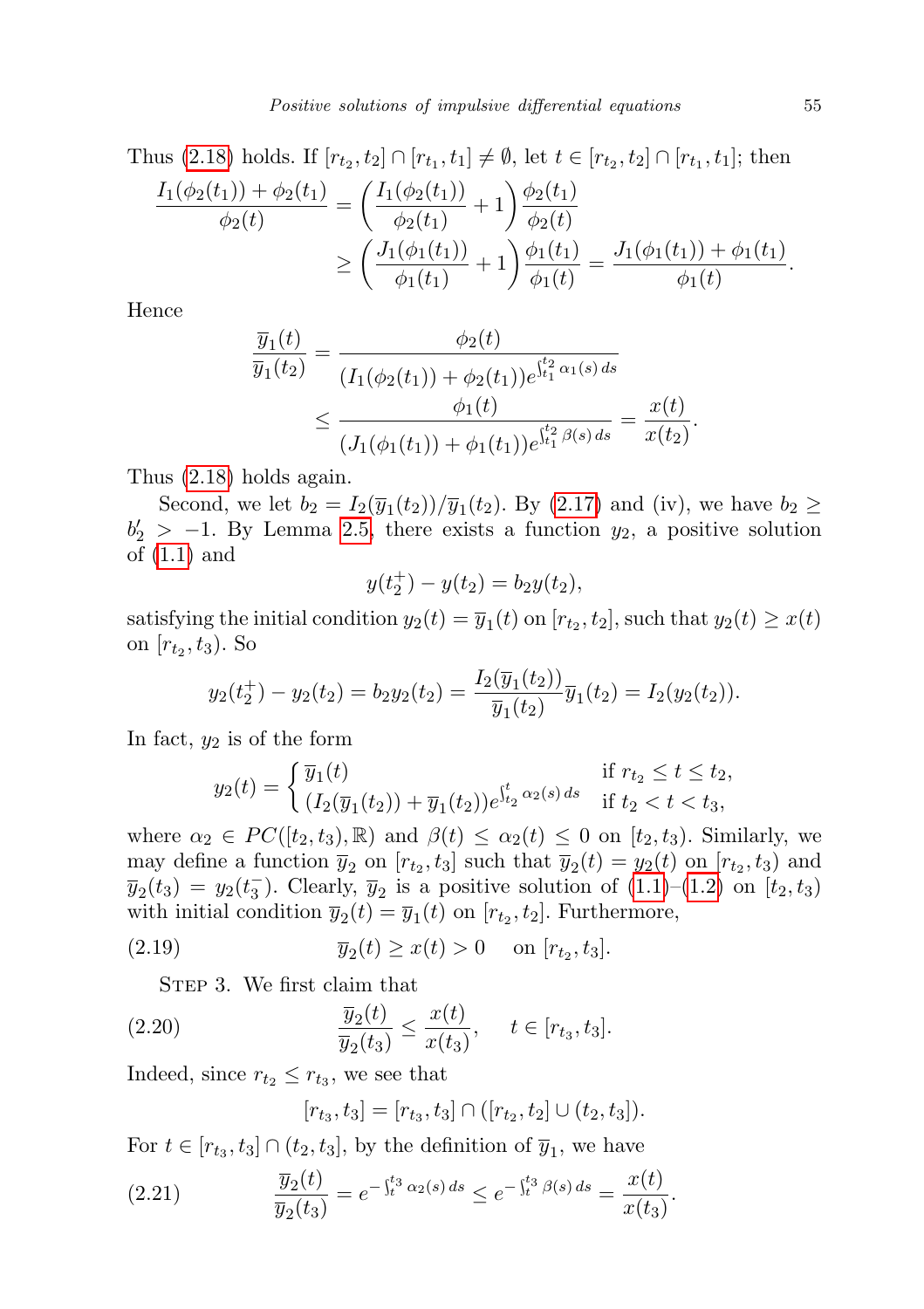Thus (2.18) holds. If $[r_{t_2}, t_2] \cap [r_{t_1}, t_1] \neq \emptyset$, let $t \in [r_{t_2}, t_2] \cap [r_{t_1}, t_1]$; then

$$\begin{aligned}\frac{I_1(\phi_2(t_1)) + \phi_2(t_1)}{\phi_2(t)} &= \left(\frac{I_1(\phi_2(t_1))}{\phi_2(t_1)} + 1\right)\frac{\phi_2(t_1)}{\phi_2(t)} \\ &\geq \left(\frac{J_1(\phi_1(t_1))}{\phi_1(t_1)} + 1\right)\frac{\phi_1(t_1)}{\phi_1(t)} = \frac{J_1(\phi_1(t_1)) + \phi_1(t_1)}{\phi_1(t)}.\end{aligned}$$

Hence

$$\begin{aligned}\frac{\overline{y}_1(t)}{\overline{y}_1(t_2)} &= \frac{\phi_2(t)}{(I_1(\phi_2(t_1)) + \phi_2(t_1))e^{\int_{t_1}^{t_2}\alpha_1(s)\,ds}} \\ &\leq \frac{\phi_1(t)}{(J_1(\phi_1(t_1)) + \phi_1(t_1))e^{\int_{t_1}^{t_2}\beta(s)\,ds}} = \frac{x(t)}{x(t_2)}.\end{aligned}$$

Thus (2.18) holds again.

Second, we let $b_2 = I_2(\overline{y}_1(t_2))/\overline{y}_1(t_2)$. By (2.17) and (iv), we have $b_2 \geq b_2' > -1$. By Lemma 2.5, there exists a function $y_2$, a positive solution of (1.1) and

$$y(t_2^+) - y(t_2) = b_2 y(t_2),$$

satisfying the initial condition $y_2(t) = \overline{y}_1(t)$ on $[r_{t_2}, t_2]$, such that $y_2(t) \geq x(t)$ on $[r_{t_2}, t_3)$. So

$$y_2(t_2^+) - y_2(t_2) = b_2 y_2(t_2) = \frac{I_2(\overline{y}_1(t_2))}{\overline{y}_1(t_2)}\overline{y}_1(t_2) = I_2(y_2(t_2)).$$

In fact, $y_2$ is of the form

$$y_2(t) = \begin{cases}\overline{y}_1(t) & \text{if } r_{t_2} \leq t \leq t_2, \\ (I_2(\overline{y}_1(t_2)) + \overline{y}_1(t_2))e^{\int_{t_2}^{t}\alpha_2(s)\,ds} & \text{if } t_2 < t < t_3,\end{cases}$$

where $\alpha_2 \in PC([t_2, t_3), \mathbb{R})$ and $\beta(t) \leq \alpha_2(t) \leq 0$ on $[t_2, t_3)$. Similarly, we may define a function $\overline{y}_2$ on $[r_{t_2}, t_3]$ such that $\overline{y}_2(t) = y_2(t)$ on $[r_{t_2}, t_3)$ and $\overline{y}_2(t_3) = y_2(t_3^-)$. Clearly, $\overline{y}_2$ is a positive solution of (1.1)–(1.2) on $[t_2, t_3)$ with initial condition $\overline{y}_2(t) = \overline{y}_1(t)$ on $[r_{t_2}, t_2]$. Furthermore,

$$\overline{y}_2(t) \geq x(t) > 0 \quad \text{on } [r_{t_2}, t_3]. \tag{2.19}$$

Step 3. We first claim that

$$\frac{\overline{y}_2(t)}{\overline{y}_2(t_3)} \leq \frac{x(t)}{x(t_3)}, \qquad t \in [r_{t_3}, t_3]. \tag{2.20}$$

Indeed, since $r_{t_2} \leq r_{t_3}$, we see that

$$[r_{t_3}, t_3] = [r_{t_3}, t_3] \cap ([r_{t_2}, t_2] \cup (t_2, t_3]).$$

For $t \in [r_{t_3}, t_3] \cap (t_2, t_3]$, by the definition of $\overline{y}_1$, we have

$$\frac{\overline{y}_2(t)}{\overline{y}_2(t_3)} = e^{-\int_t^{t_3}\alpha_2(s)\,ds} \leq e^{-\int_t^{t_3}\beta(s)\,ds} = \frac{x(t)}{x(t_3)}. \tag{2.21}$$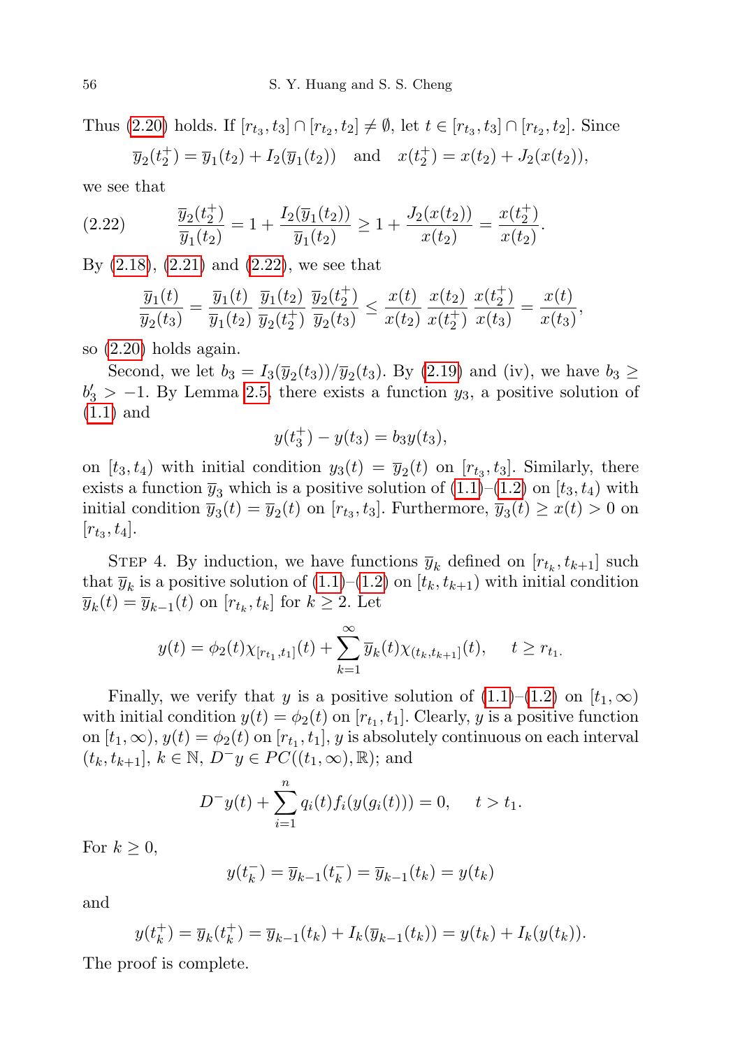Thus (2.20) holds. If $[r_{t_3}, t_3] \cap [r_{t_2}, t_2] \neq \emptyset$, let $t \in [r_{t_3}, t_3] \cap [r_{t_2}, t_2]$. Since

$$\overline{y}_2(t_2^+) = \overline{y}_1(t_2) + I_2(\overline{y}_1(t_2)) \quad \text{and} \quad x(t_2^+) = x(t_2) + J_2(x(t_2)),$$

we see that

$$\frac{\overline{y}_2(t_2^+)}{\overline{y}_1(t_2)} = 1 + \frac{I_2(\overline{y}_1(t_2))}{\overline{y}_1(t_2)} \geq 1 + \frac{J_2(x(t_2))}{x(t_2)} = \frac{x(t_2^+)}{x(t_2)}. \tag{2.22}$$

By (2.18), (2.21) and (2.22), we see that

$$\frac{\overline{y}_1(t)}{\overline{y}_2(t_3)} = \frac{\overline{y}_1(t)}{\overline{y}_1(t_2)} \frac{\overline{y}_1(t_2)}{\overline{y}_2(t_2^+)} \frac{\overline{y}_2(t_2^+)}{\overline{y}_2(t_3)} \leq \frac{x(t)}{x(t_2)} \frac{x(t_2)}{x(t_2^+)} \frac{x(t_2^+)}{x(t_3)} = \frac{x(t)}{x(t_3)},$$

so (2.20) holds again.

Second, we let $b_3 = I_3(\overline{y}_2(t_3))/\overline{y}_2(t_3)$. By (2.19) and (iv), we have $b_3 \geq b_3' > -1$. By Lemma 2.5, there exists a function $y_3$, a positive solution of (1.1) and

$$y(t_3^+) - y(t_3) = b_3 y(t_3),$$

on $[t_3, t_4)$ with initial condition $y_3(t) = \overline{y}_2(t)$ on $[r_{t_3}, t_3]$. Similarly, there exists a function $\overline{y}_3$ which is a positive solution of (1.1)–(1.2) on $[t_3, t_4)$ with initial condition $\overline{y}_3(t) = \overline{y}_2(t)$ on $[r_{t_3}, t_3]$. Furthermore, $\overline{y}_3(t) \geq x(t) > 0$ on $[r_{t_3}, t_4]$.

Step 4. By induction, we have functions $\overline{y}_k$ defined on $[r_{t_k}, t_{k+1}]$ such that $\overline{y}_k$ is a positive solution of (1.1)–(1.2) on $[t_k, t_{k+1})$ with initial condition $\overline{y}_k(t) = \overline{y}_{k-1}(t)$ on $[r_{t_k}, t_k]$ for $k \geq 2$. Let

$$y(t) = \phi_2(t)\chi_{[r_{t_1}, t_1]}(t) + \sum_{k=1}^{\infty} \overline{y}_k(t)\chi_{(t_k, t_{k+1}]}(t), \quad t \geq r_{t_1}.$$

Finally, we verify that $y$ is a positive solution of (1.1)–(1.2) on $[t_1, \infty)$ with initial condition $y(t) = \phi_2(t)$ on $[r_{t_1}, t_1]$. Clearly, $y$ is a positive function on $[t_1, \infty)$, $y(t) = \phi_2(t)$ on $[r_{t_1}, t_1]$, $y$ is absolutely continuous on each interval $(t_k, t_{k+1}]$, $k \in \mathbb{N}$, $D^- y \in PC((t_1, \infty), \mathbb{R})$; and

$$D^- y(t) + \sum_{i=1}^{n} q_i(t) f_i(y(g_i(t))) = 0, \quad t > t_1.$$

For $k \geq 0$,

$$y(t_k^-) = \overline{y}_{k-1}(t_k^-) = \overline{y}_{k-1}(t_k) = y(t_k)$$

and

$$y(t_k^+) = \overline{y}_k(t_k^+) = \overline{y}_{k-1}(t_k) + I_k(\overline{y}_{k-1}(t_k)) = y(t_k) + I_k(y(t_k)).$$

The proof is complete.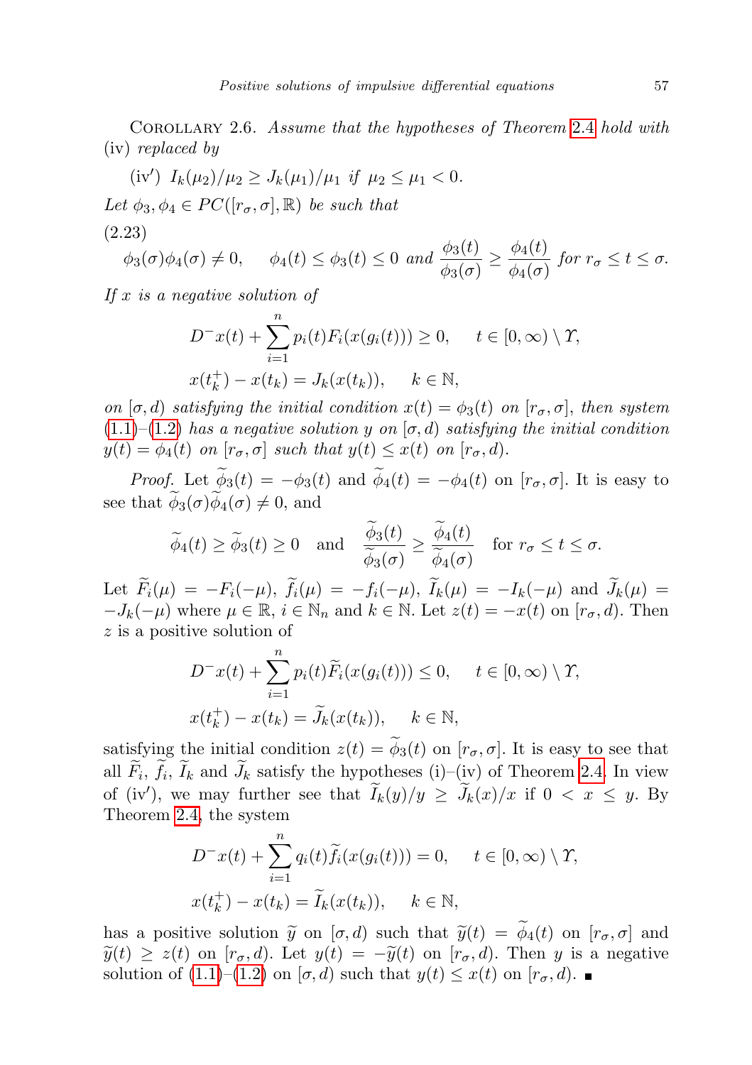Corollary 2.6. *Assume that the hypotheses of Theorem 2.4 hold with* (iv) *replaced by*

(iv′) $I_k(\mu_2)/\mu_2 \geq J_k(\mu_1)/\mu_1$ *if* $\mu_2 \leq \mu_1 < 0$.

*Let* $\phi_3, \phi_4 \in PC([r_\sigma, \sigma], \mathbb{R})$ *be such that*

(2.23)

$$\phi_3(\sigma)\phi_4(\sigma) \neq 0, \quad \phi_4(t) \leq \phi_3(t) \leq 0 \text{ and } \frac{\phi_3(t)}{\phi_3(\sigma)} \geq \frac{\phi_4(t)}{\phi_4(\sigma)} \text{ for } r_\sigma \leq t \leq \sigma.$$

*If $x$ is a negative solution of*

$$D^- x(t) + \sum_{i=1}^{n} p_i(t) F_i(x(g_i(t))) \geq 0, \quad t \in [0, \infty) \setminus \Upsilon,$$

$$x(t_k^+) - x(t_k) = J_k(x(t_k)), \quad k \in \mathbb{N},$$

*on $[\sigma, d)$ satisfying the initial condition $x(t) = \phi_3(t)$ on $[r_\sigma, \sigma]$, then system* (1.1)–(1.2) *has a negative solution $y$ on $[\sigma, d)$ satisfying the initial condition $y(t) = \phi_4(t)$ on $[r_\sigma, \sigma]$ such that $y(t) \leq x(t)$ on $[r_\sigma, d)$.*

*Proof.* Let $\widetilde{\phi}_3(t) = -\phi_3(t)$ and $\widetilde{\phi}_4(t) = -\phi_4(t)$ on $[r_\sigma, \sigma]$. It is easy to see that $\widetilde{\phi}_3(\sigma)\widetilde{\phi}_4(\sigma) \neq 0$, and

$$\widetilde{\phi}_4(t) \geq \widetilde{\phi}_3(t) \geq 0 \quad \text{and} \quad \frac{\widetilde{\phi}_3(t)}{\widetilde{\phi}_3(\sigma)} \geq \frac{\widetilde{\phi}_4(t)}{\widetilde{\phi}_4(\sigma)} \quad \text{for } r_\sigma \leq t \leq \sigma.$$

Let $\widetilde{F}_i(\mu) = -F_i(-\mu)$, $\widetilde{f}_i(\mu) = -f_i(-\mu)$, $\widetilde{I}_k(\mu) = -I_k(-\mu)$ and $\widetilde{J}_k(\mu) = -J_k(-\mu)$ where $\mu \in \mathbb{R}$, $i \in \mathbb{N}_n$ and $k \in \mathbb{N}$. Let $z(t) = -x(t)$ on $[r_\sigma, d)$. Then $z$ is a positive solution of

$$D^- x(t) + \sum_{i=1}^{n} p_i(t) \widetilde{F}_i(x(g_i(t))) \leq 0, \quad t \in [0, \infty) \setminus \Upsilon,$$

$$x(t_k^+) - x(t_k) = \widetilde{J}_k(x(t_k)), \quad k \in \mathbb{N},$$

satisfying the initial condition $z(t) = \widetilde{\phi}_3(t)$ on $[r_\sigma, \sigma]$. It is easy to see that all $\widetilde{F}_i$, $\widetilde{f}_i$, $\widetilde{I}_k$ and $\widetilde{J}_k$ satisfy the hypotheses (i)–(iv) of Theorem 2.4. In view of (iv′), we may further see that $\widetilde{I}_k(y)/y \geq \widetilde{J}_k(x)/x$ if $0 < x \leq y$. By Theorem 2.4, the system

$$D^- x(t) + \sum_{i=1}^{n} q_i(t) \widetilde{f}_i(x(g_i(t))) = 0, \quad t \in [0, \infty) \setminus \Upsilon,$$

$$x(t_k^+) - x(t_k) = \widetilde{I}_k(x(t_k)), \quad k \in \mathbb{N},$$

has a positive solution $\widetilde{y}$ on $[\sigma, d)$ such that $\widetilde{y}(t) = \widetilde{\phi}_4(t)$ on $[r_\sigma, \sigma]$ and $\widetilde{y}(t) \geq z(t)$ on $[r_\sigma, d)$. Let $y(t) = -\widetilde{y}(t)$ on $[r_\sigma, d)$. Then $y$ is a negative solution of (1.1)–(1.2) on $[\sigma, d)$ such that $y(t) \leq x(t)$ on $[r_\sigma, d)$. ∎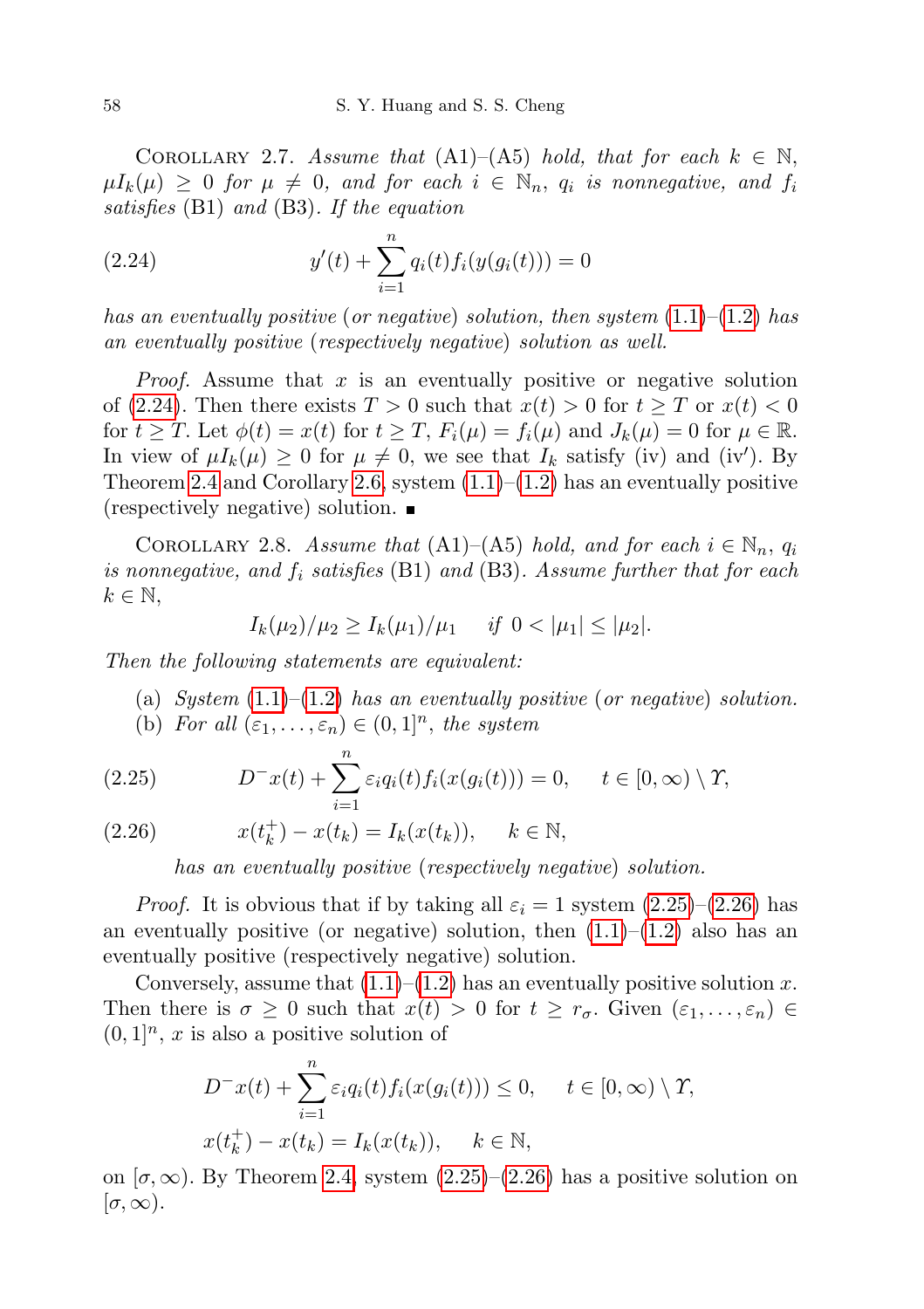Corollary 2.7. *Assume that* (A1)–(A5) *hold, that for each* $k \in \mathbb{N}$, $\mu I_k(\mu) \geq 0$ *for* $\mu \neq 0$, *and for each* $i \in \mathbb{N}_n$, $q_i$ *is nonnegative, and* $f_i$ *satisfies* (B1) *and* (B3). *If the equation*

$$y'(t) + \sum_{i=1}^{n} q_i(t) f_i(y(g_i(t))) = 0 \tag{2.24}$$

*has an eventually positive* (*or negative*) *solution, then system* (1.1)–(1.2) *has an eventually positive* (*respectively negative*) *solution as well.*

*Proof.* Assume that $x$ is an eventually positive or negative solution of (2.24). Then there exists $T > 0$ such that $x(t) > 0$ for $t \geq T$ or $x(t) < 0$ for $t \geq T$. Let $\phi(t) = x(t)$ for $t \geq T$, $F_i(\mu) = f_i(\mu)$ and $J_k(\mu) = 0$ for $\mu \in \mathbb{R}$. In view of $\mu I_k(\mu) \geq 0$ for $\mu \neq 0$, we see that $I_k$ satisfy (iv) and (iv′). By Theorem 2.4 and Corollary 2.6, system (1.1)–(1.2) has an eventually positive (respectively negative) solution. ■

Corollary 2.8. *Assume that* (A1)–(A5) *hold, and for each* $i \in \mathbb{N}_n$, $q_i$ *is nonnegative, and* $f_i$ *satisfies* (B1) *and* (B3). *Assume further that for each* $k \in \mathbb{N}$,

$$I_k(\mu_2)/\mu_2 \geq I_k(\mu_1)/\mu_1 \quad \text{ if } 0 < |\mu_1| \leq |\mu_2|.$$

*Then the following statements are equivalent:*

(a) *System* (1.1)–(1.2) *has an eventually positive* (*or negative*) *solution.*

(b) *For all* $(\varepsilon_1, \ldots, \varepsilon_n) \in (0,1]^n$, *the system*

$$D^- x(t) + \sum_{i=1}^{n} \varepsilon_i q_i(t) f_i(x(g_i(t))) = 0, \qquad t \in [0,\infty) \setminus \Upsilon, \tag{2.25}$$

$$x(t_k^+) - x(t_k) = I_k(x(t_k)), \qquad k \in \mathbb{N}, \tag{2.26}$$

*has an eventually positive* (*respectively negative*) *solution.*

*Proof.* It is obvious that if by taking all $\varepsilon_i = 1$ system (2.25)–(2.26) has an eventually positive (or negative) solution, then (1.1)–(1.2) also has an eventually positive (respectively negative) solution.

Conversely, assume that (1.1)–(1.2) has an eventually positive solution $x$. Then there is $\sigma \geq 0$ such that $x(t) > 0$ for $t \geq r_\sigma$. Given $(\varepsilon_1, \ldots, \varepsilon_n) \in (0,1]^n$, $x$ is also a positive solution of

$$D^- x(t) + \sum_{i=1}^{n} \varepsilon_i q_i(t) f_i(x(g_i(t))) \leq 0, \qquad t \in [0,\infty) \setminus \Upsilon,$$

$$x(t_k^+) - x(t_k) = I_k(x(t_k)), \qquad k \in \mathbb{N},$$

on $[\sigma, \infty)$. By Theorem 2.4, system (2.25)–(2.26) has a positive solution on $[\sigma, \infty)$.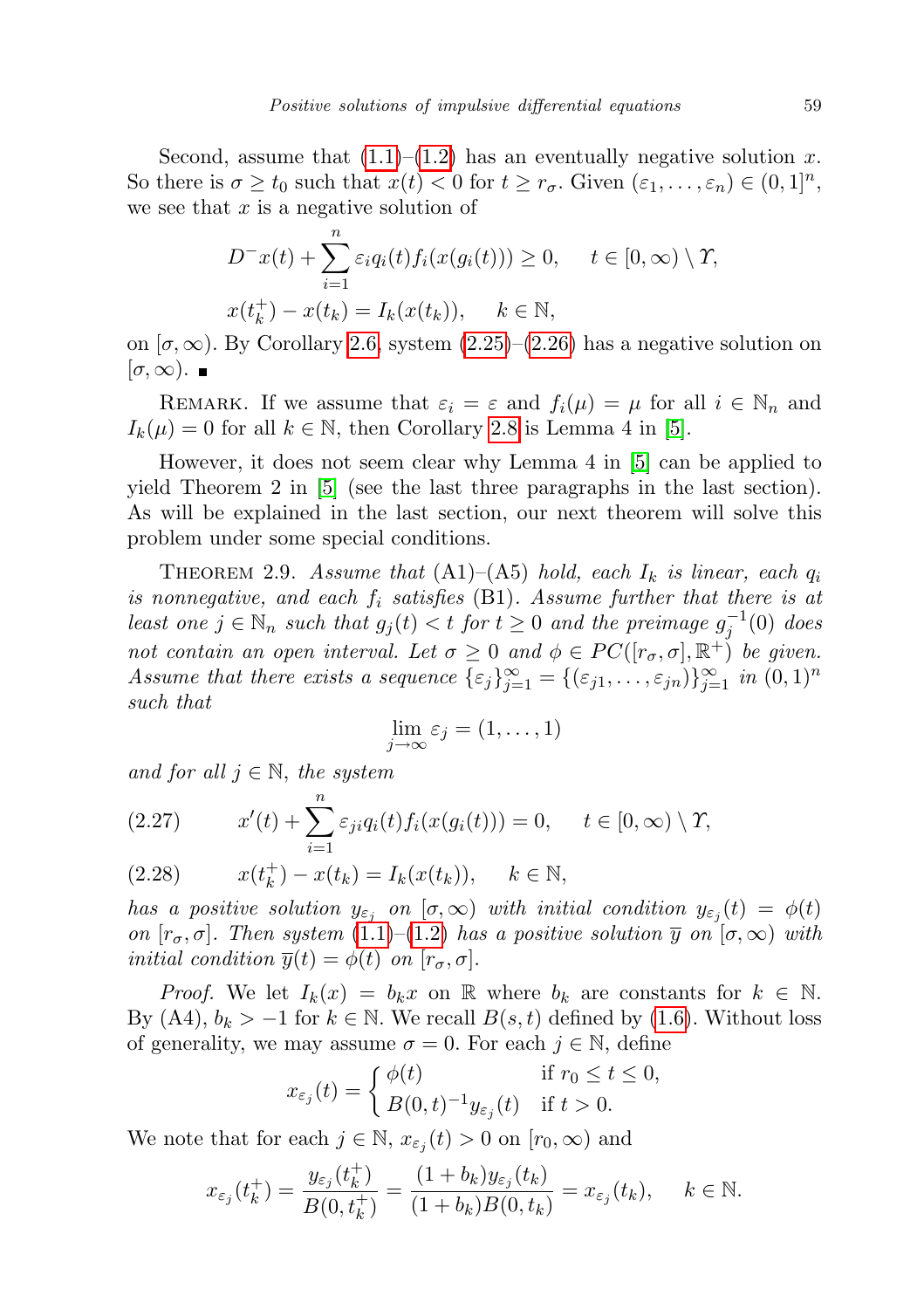Second, assume that (1.1)–(1.2) has an eventually negative solution $x$. So there is $\sigma \ge t_0$ such that $x(t) < 0$ for $t \ge r_\sigma$. Given $(\varepsilon_1, \dots, \varepsilon_n) \in (0,1]^n$, we see that $x$ is a negative solution of

$$D^- x(t) + \sum_{i=1}^{n} \varepsilon_i q_i(t) f_i(x(g_i(t))) \ge 0, \quad t \in [0,\infty) \setminus \Upsilon,$$

$$x(t_k^+) - x(t_k) = I_k(x(t_k)), \quad k \in \mathbb{N},$$

on $[\sigma, \infty)$. By Corollary 2.6, system (2.25)–(2.26) has a negative solution on $[\sigma, \infty)$. ∎

Remark. If we assume that $\varepsilon_i = \varepsilon$ and $f_i(\mu) = \mu$ for all $i \in \mathbb{N}_n$ and $I_k(\mu) = 0$ for all $k \in \mathbb{N}$, then Corollary 2.8 is Lemma 4 in [5].

However, it does not seem clear why Lemma 4 in [5] can be applied to yield Theorem 2 in [5] (see the last three paragraphs in the last section). As will be explained in the last section, our next theorem will solve this problem under some special conditions.

Theorem 2.9. *Assume that* (A1)–(A5) *hold, each $I_k$ is linear, each $q_i$ is nonnegative, and each $f_i$ satisfies* (B1). *Assume further that there is at least one $j \in \mathbb{N}_n$ such that $g_j(t) < t$ for $t \ge 0$ and the preimage $g_j^{-1}(0)$ does not contain an open interval. Let $\sigma \ge 0$ and $\phi \in PC([r_\sigma, \sigma], \mathbb{R}^+)$ be given. Assume that there exists a sequence $\{\varepsilon_j\}_{j=1}^\infty = \{(\varepsilon_{j1}, \dots, \varepsilon_{jn})\}_{j=1}^\infty$ in $(0,1)^n$ such that*

$$\lim_{j\to\infty} \varepsilon_j = (1, \dots, 1)$$

*and for all $j \in \mathbb{N}$, the system*

$$x'(t) + \sum_{i=1}^{n} \varepsilon_{ji} q_i(t) f_i(x(g_i(t))) = 0, \quad t \in [0,\infty) \setminus \Upsilon, \tag{2.27}$$

$$x(t_k^+) - x(t_k) = I_k(x(t_k)), \quad k \in \mathbb{N}, \tag{2.28}$$

*has a positive solution $y_{\varepsilon_j}$ on $[\sigma, \infty)$ with initial condition $y_{\varepsilon_j}(t) = \phi(t)$ on $[r_\sigma, \sigma]$. Then system* (1.1)–(1.2) *has a positive solution $\overline{y}$ on $[\sigma, \infty)$ with initial condition $\overline{y}(t) = \phi(t)$ on $[r_\sigma, \sigma]$.*

*Proof.* We let $I_k(x) = b_k x$ on $\mathbb{R}$ where $b_k$ are constants for $k \in \mathbb{N}$. By (A4), $b_k > -1$ for $k \in \mathbb{N}$. We recall $B(s,t)$ defined by (1.6). Without loss of generality, we may assume $\sigma = 0$. For each $j \in \mathbb{N}$, define

$$x_{\varepsilon_j}(t) = \begin{cases} \phi(t) & \text{if } r_0 \le t \le 0, \\ B(0,t)^{-1} y_{\varepsilon_j}(t) & \text{if } t > 0. \end{cases}$$

We note that for each $j \in \mathbb{N}$, $x_{\varepsilon_j}(t) > 0$ on $[r_0, \infty)$ and

$$x_{\varepsilon_j}(t_k^+) = \frac{y_{\varepsilon_j}(t_k^+)}{B(0,t_k^+)} = \frac{(1+b_k) y_{\varepsilon_j}(t_k)}{(1+b_k) B(0,t_k)} = x_{\varepsilon_j}(t_k), \quad k \in \mathbb{N}.$$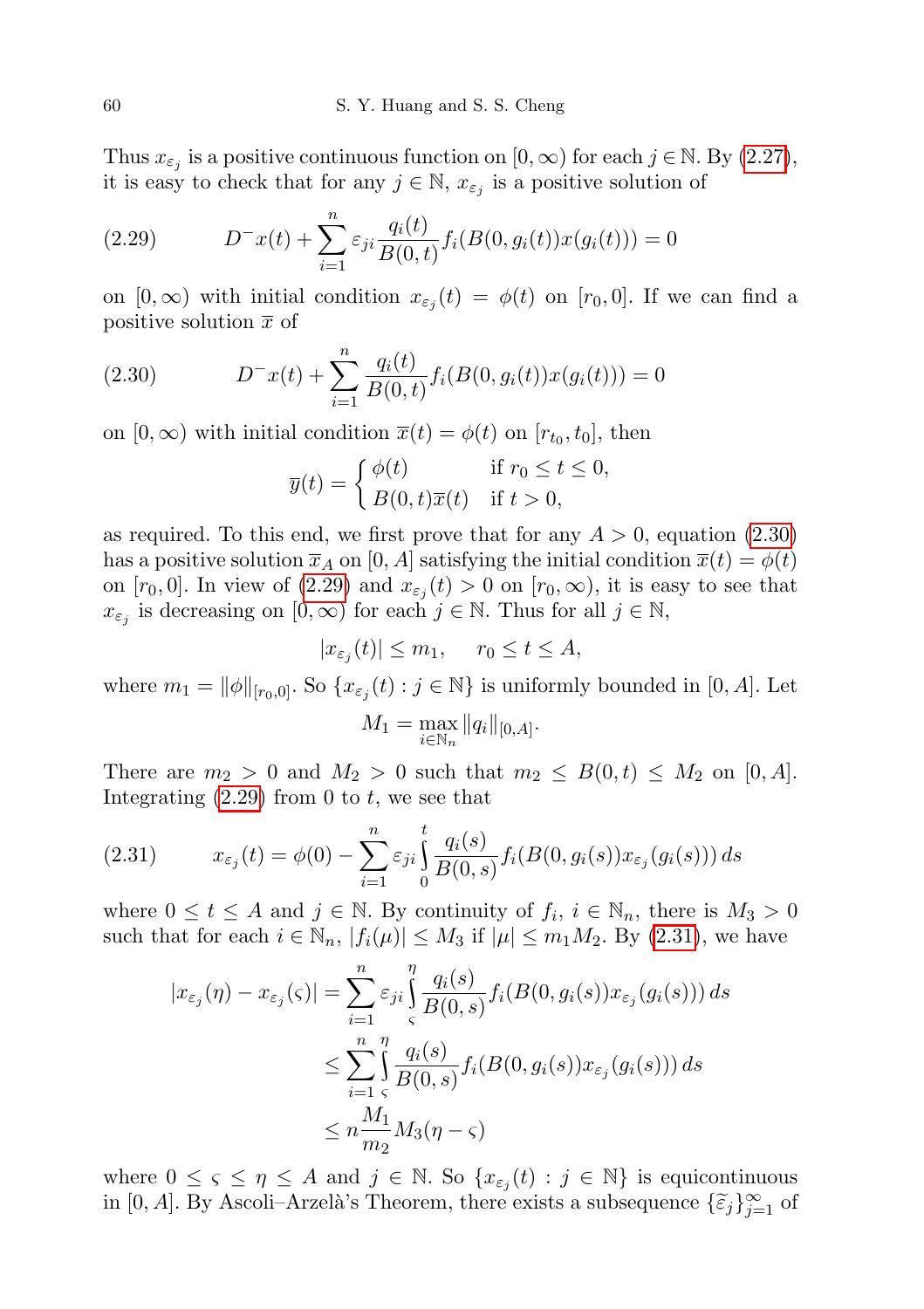Thus $x_{\varepsilon_j}$ is a positive continuous function on $[0,\infty)$ for each $j \in \mathbb{N}$. By (2.27), it is easy to check that for any $j \in \mathbb{N}$, $x_{\varepsilon_j}$ is a positive solution of

$$D^- x(t) + \sum_{i=1}^{n} \varepsilon_{ji} \frac{q_i(t)}{B(0,t)} f_i(B(0,g_i(t))x(g_i(t))) = 0 \tag{2.29}$$

on $[0,\infty)$ with initial condition $x_{\varepsilon_j}(t) = \phi(t)$ on $[r_0, 0]$. If we can find a positive solution $\overline{x}$ of

$$D^- x(t) + \sum_{i=1}^{n} \frac{q_i(t)}{B(0,t)} f_i(B(0,g_i(t))x(g_i(t))) = 0 \tag{2.30}$$

on $[0,\infty)$ with initial condition $\overline{x}(t) = \phi(t)$ on $[r_{t_0}, t_0]$, then

$$\overline{y}(t) = \begin{cases} \phi(t) & \text{if } r_0 \le t \le 0, \\ B(0,t)\overline{x}(t) & \text{if } t > 0, \end{cases}$$

as required. To this end, we first prove that for any $A > 0$, equation (2.30) has a positive solution $\overline{x}_A$ on $[0, A]$ satisfying the initial condition $\overline{x}(t) = \phi(t)$ on $[r_0, 0]$. In view of (2.29) and $x_{\varepsilon_j}(t) > 0$ on $[r_0, \infty)$, it is easy to see that $x_{\varepsilon_j}$ is decreasing on $[0,\infty)$ for each $j \in \mathbb{N}$. Thus for all $j \in \mathbb{N}$,

$$|x_{\varepsilon_j}(t)| \le m_1, \quad r_0 \le t \le A,$$

where $m_1 = \|\phi\|_{[r_0,0]}$. So $\{x_{\varepsilon_j}(t) : j \in \mathbb{N}\}$ is uniformly bounded in $[0, A]$. Let

$$M_1 = \max_{i \in \mathbb{N}_n} \|q_i\|_{[0,A]}.$$

There are $m_2 > 0$ and $M_2 > 0$ such that $m_2 \le B(0,t) \le M_2$ on $[0, A]$. Integrating (2.29) from 0 to $t$, we see that

$$x_{\varepsilon_j}(t) = \phi(0) - \sum_{i=1}^{n} \varepsilon_{ji} \int_0^t \frac{q_i(s)}{B(0,s)} f_i(B(0,g_i(s))x_{\varepsilon_j}(g_i(s)))\, ds \tag{2.31}$$

where $0 \le t \le A$ and $j \in \mathbb{N}$. By continuity of $f_i$, $i \in \mathbb{N}_n$, there is $M_3 > 0$ such that for each $i \in \mathbb{N}_n$, $|f_i(\mu)| \le M_3$ if $|\mu| \le m_1 M_2$. By (2.31), we have

$$\begin{aligned}
|x_{\varepsilon_j}(\eta) - x_{\varepsilon_j}(\varsigma)| &= \sum_{i=1}^{n} \varepsilon_{ji} \int_\varsigma^\eta \frac{q_i(s)}{B(0,s)} f_i(B(0,g_i(s))x_{\varepsilon_j}(g_i(s)))\, ds \\
&\le \sum_{i=1}^{n} \int_\varsigma^\eta \frac{q_i(s)}{B(0,s)} f_i(B(0,g_i(s))x_{\varepsilon_j}(g_i(s)))\, ds \\
&\le n \frac{M_1}{m_2} M_3 (\eta - \varsigma)
\end{aligned}$$

where $0 \le \varsigma \le \eta \le A$ and $j \in \mathbb{N}$. So $\{x_{\varepsilon_j}(t) : j \in \mathbb{N}\}$ is equicontinuous in $[0, A]$. By Ascoli–Arzelà's Theorem, there exists a subsequence $\{\widetilde{\varepsilon}_j\}_{j=1}^{\infty}$ of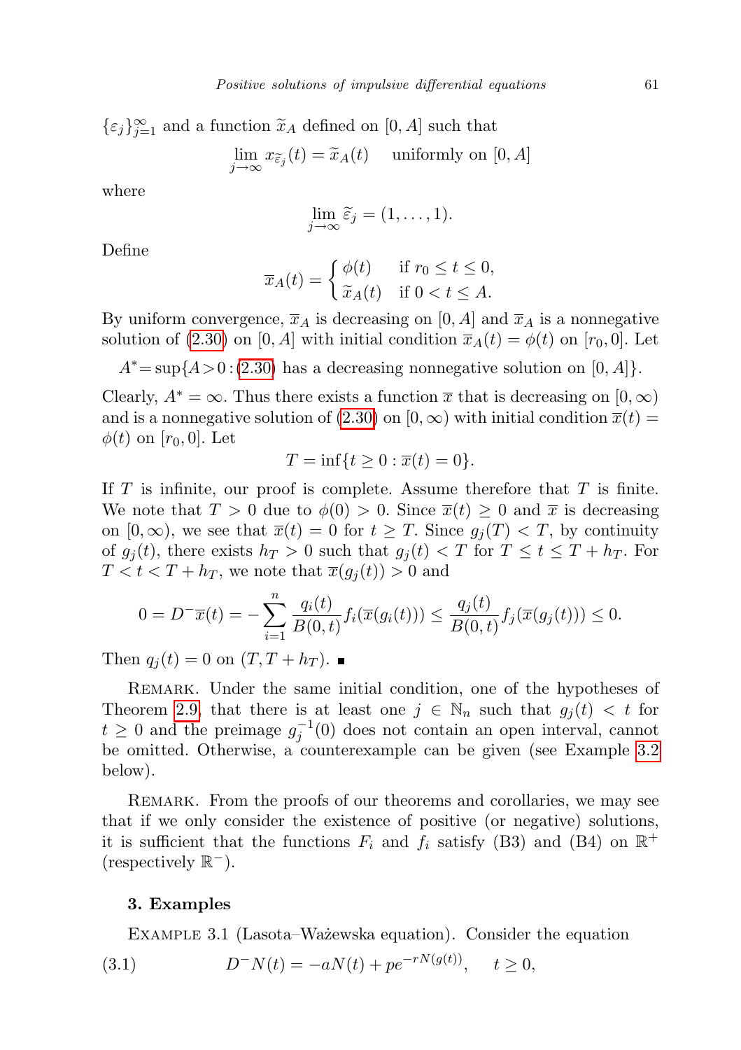$\{\varepsilon_j\}_{j=1}^{\infty}$ and a function $\widetilde{x}_A$ defined on $[0,A]$ such that

$$\lim_{j\to\infty} x_{\widetilde{\varepsilon}_j}(t) = \widetilde{x}_A(t) \quad \text{uniformly on } [0,A]$$

where

$$\lim_{j\to\infty} \widetilde{\varepsilon}_j = (1,\ldots,1).$$

Define

$$\overline{x}_A(t) = \begin{cases} \phi(t) & \text{if } r_0 \le t \le 0, \\ \widetilde{x}_A(t) & \text{if } 0 < t \le A. \end{cases}$$

By uniform convergence, $\overline{x}_A$ is decreasing on $[0,A]$ and $\overline{x}_A$ is a nonnegative solution of (2.30) on $[0,A]$ with initial condition $\overline{x}_A(t) = \phi(t)$ on $[r_0,0]$. Let

$$A^* = \sup\{A>0 : (2.30) \text{ has a decreasing nonnegative solution on } [0,A]\}.$$

Clearly, $A^*=\infty$. Thus there exists a function $\overline{x}$ that is decreasing on $[0,\infty)$ and is a nonnegative solution of (2.30) on $[0,\infty)$ with initial condition $\overline{x}(t) = \phi(t)$ on $[r_0,0]$. Let

$$T = \inf\{t\ge 0 : \overline{x}(t) = 0\}.$$

If $T$ is infinite, our proof is complete. Assume therefore that $T$ is finite. We note that $T>0$ due to $\phi(0)>0$. Since $\overline{x}(t)\ge 0$ and $\overline{x}$ is decreasing on $[0,\infty)$, we see that $\overline{x}(t)=0$ for $t\ge T$. Since $g_j(T)<T$, by continuity of $g_j(t)$, there exists $h_T>0$ such that $g_j(t)<T$ for $T\le t\le T+h_T$. For $T<t<T+h_T$, we note that $\overline{x}(g_j(t))>0$ and

$$0 = D^-\overline{x}(t) = -\sum_{i=1}^{n} \frac{q_i(t)}{B(0,t)} f_i(\overline{x}(g_i(t))) \le \frac{q_j(t)}{B(0,t)} f_j(\overline{x}(g_j(t))) \le 0.$$

Then $q_j(t)=0$ on $(T,T+h_T)$. ■

Remark. Under the same initial condition, one of the hypotheses of Theorem 2.9, that there is at least one $j\in\mathbb{N}_n$ such that $g_j(t)<t$ for $t\ge 0$ and the preimage $g_j^{-1}(0)$ does not contain an open interval, cannot be omitted. Otherwise, a counterexample can be given (see Example 3.2 below).

Remark. From the proofs of our theorems and corollaries, we may see that if we only consider the existence of positive (or negative) solutions, it is sufficient that the functions $F_i$ and $f_i$ satisfy (B3) and (B4) on $\mathbb{R}^+$ (respectively $\mathbb{R}^-$).

### 3. Examples

Example 3.1 (Lasota–Ważewska equation). Consider the equation

$$D^-N(t) = -aN(t) + pe^{-rN(g(t))}, \quad t\ge 0, \tag{3.1}$$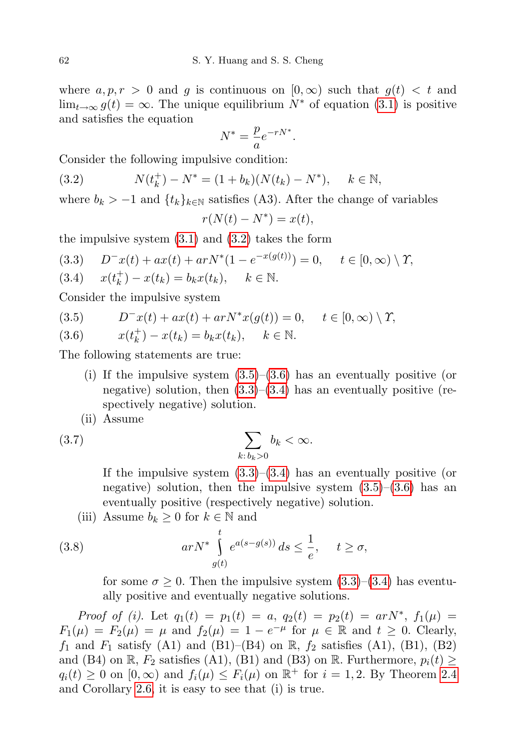where $a, p, r > 0$ and $g$ is continuous on $[0, \infty)$ such that $g(t) < t$ and $\lim_{t\to\infty} g(t) = \infty$. The unique equilibrium $N^*$ of equation (3.1) is positive and satisfies the equation

$$N^* = \frac{p}{a} e^{-rN^*}.$$

Consider the following impulsive condition:

$$N(t_k^+) - N^* = (1 + b_k)(N(t_k) - N^*), \quad k \in \mathbb{N}, \tag{3.2}$$

where $b_k > -1$ and $\{t_k\}_{k\in\mathbb{N}}$ satisfies (A3). After the change of variables

$$r(N(t) - N^*) = x(t),$$

the impulsive system (3.1) and (3.2) takes the form

$$D^- x(t) + ax(t) + arN^*(1 - e^{-x(g(t))}) = 0, \quad t \in [0, \infty) \setminus \Upsilon, \tag{3.3}$$

$$x(t_k^+) - x(t_k) = b_k x(t_k), \quad k \in \mathbb{N}. \tag{3.4}$$

Consider the impulsive system

$$D^- x(t) + ax(t) + arN^* x(g(t)) = 0, \quad t \in [0, \infty) \setminus \Upsilon, \tag{3.5}$$

$$x(t_k^+) - x(t_k) = b_k x(t_k), \quad k \in \mathbb{N}. \tag{3.6}$$

The following statements are true:

(i) If the impulsive system (3.5)–(3.6) has an eventually positive (or negative) solution, then (3.3)–(3.4) has an eventually positive (respectively negative) solution.

(ii) Assume

$$\sum_{k:\, b_k > 0} b_k < \infty. \tag{3.7}$$

If the impulsive system (3.3)–(3.4) has an eventually positive (or negative) solution, then the impulsive system (3.5)–(3.6) has an eventually positive (respectively negative) solution.

(iii) Assume $b_k \geq 0$ for $k \in \mathbb{N}$ and

$$arN^* \int_{g(t)}^{t} e^{a(s - g(s))}\, ds \leq \frac{1}{e}, \quad t \geq \sigma, \tag{3.8}$$

for some $\sigma \geq 0$. Then the impulsive system (3.3)–(3.4) has eventually positive and eventually negative solutions.

*Proof of (i).* Let $q_1(t) = p_1(t) = a$, $q_2(t) = p_2(t) = arN^*$, $f_1(\mu) = F_1(\mu) = F_2(\mu) = \mu$ and $f_2(\mu) = 1 - e^{-\mu}$ for $\mu \in \mathbb{R}$ and $t \geq 0$. Clearly, $f_1$ and $F_1$ satisfy (A1) and (B1)–(B4) on $\mathbb{R}$, $f_2$ satisfies (A1), (B1), (B2) and (B4) on $\mathbb{R}$, $F_2$ satisfies (A1), (B1) and (B3) on $\mathbb{R}$. Furthermore, $p_i(t) \geq q_i(t) \geq 0$ on $[0, \infty)$ and $f_i(\mu) \leq F_i(\mu)$ on $\mathbb{R}^+$ for $i = 1, 2$. By Theorem 2.4 and Corollary 2.6, it is easy to see that (i) is true.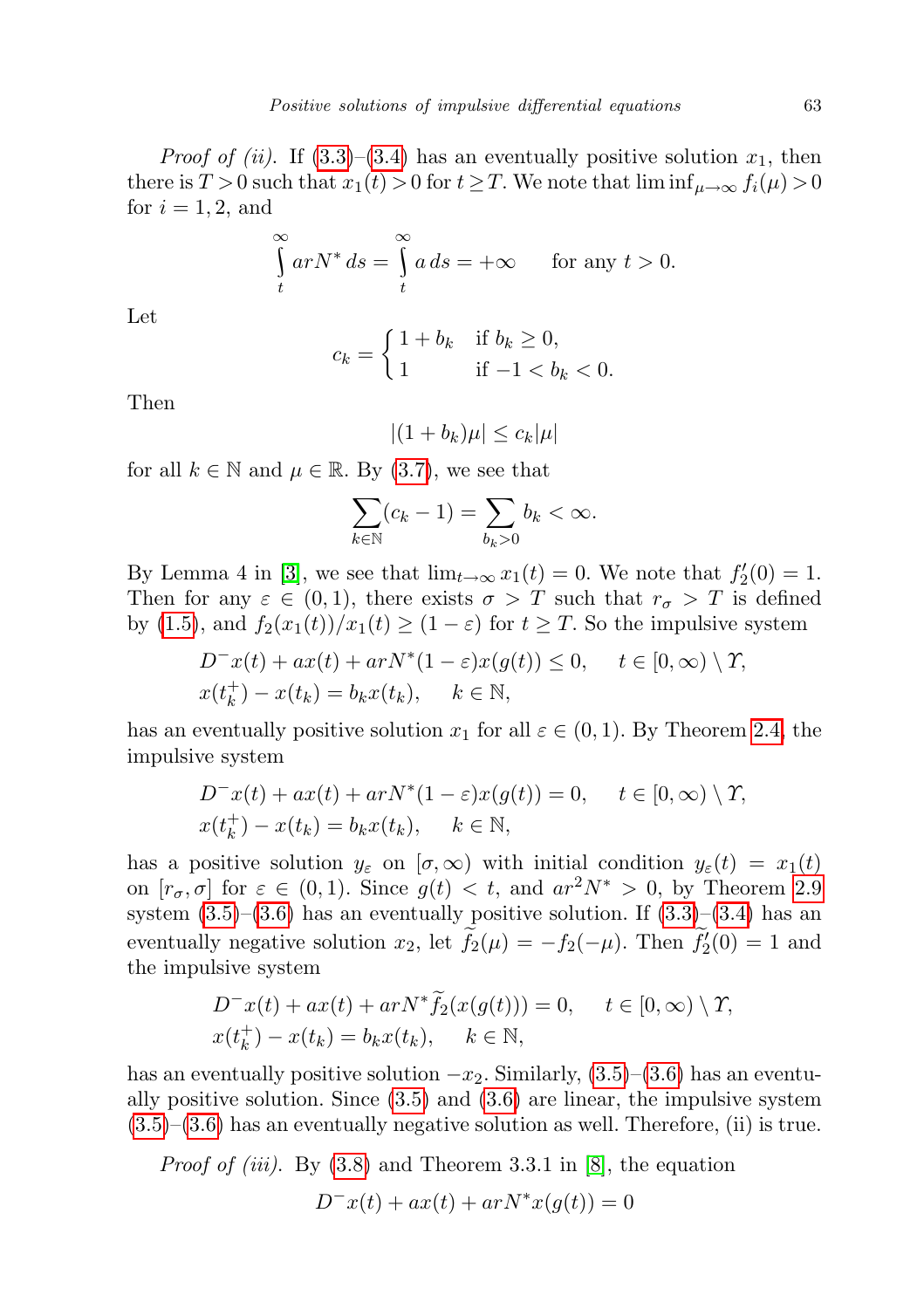*Proof of (ii).* If (3.3)–(3.4) has an eventually positive solution $x_1$, then there is $T>0$ such that $x_1(t)>0$ for $t\geq T$. We note that $\liminf_{\mu\to\infty} f_i(\mu)>0$ for $i=1,2$, and

$$\int_t^{\infty} arN^*\,ds = \int_t^{\infty} a\,ds = +\infty \qquad \text{for any } t>0.$$

Let

$$c_k = \begin{cases} 1+b_k & \text{if } b_k\geq 0,\\ 1 & \text{if } -1<b_k<0.\end{cases}$$

Then

$$|(1+b_k)\mu| \leq c_k|\mu|$$

for all $k\in\mathbb{N}$ and $\mu\in\mathbb{R}$. By (3.7), we see that

$$\sum_{k\in\mathbb{N}}(c_k-1) = \sum_{b_k>0} b_k < \infty.$$

By Lemma 4 in [3], we see that $\lim_{t\to\infty} x_1(t)=0$. We note that $f_2'(0)=1$. Then for any $\varepsilon\in(0,1)$, there exists $\sigma>T$ such that $r_\sigma>T$ is defined by (1.5), and $f_2(x_1(t))/x_1(t)\geq(1-\varepsilon)$ for $t\geq T$. So the impulsive system

$$\begin{aligned} &D^-x(t)+ax(t)+arN^*(1-\varepsilon)x(g(t))\leq 0, \quad t\in[0,\infty)\setminus\varUpsilon,\\ &x(t_k^+)-x(t_k)=b_kx(t_k), \quad k\in\mathbb{N},\end{aligned}$$

has an eventually positive solution $x_1$ for all $\varepsilon\in(0,1)$. By Theorem 2.4, the impulsive system

$$\begin{aligned} &D^-x(t)+ax(t)+arN^*(1-\varepsilon)x(g(t))= 0, \quad t\in[0,\infty)\setminus\varUpsilon,\\ &x(t_k^+)-x(t_k)=b_kx(t_k), \quad k\in\mathbb{N},\end{aligned}$$

has a positive solution $y_\varepsilon$ on $[\sigma,\infty)$ with initial condition $y_\varepsilon(t)=x_1(t)$ on $[r_\sigma,\sigma]$ for $\varepsilon\in(0,1)$. Since $g(t)<t$, and $ar^2N^*>0$, by Theorem 2.9 system (3.5)–(3.6) has an eventually positive solution. If (3.3)–(3.4) has an eventually negative solution $x_2$, let $\widetilde{f}_2(\mu)=-f_2(-\mu)$. Then $\widetilde{f}_2'(0)=1$ and the impulsive system

$$\begin{aligned} &D^-x(t)+ax(t)+arN^*\widetilde{f}_2(x(g(t)))= 0, \quad t\in[0,\infty)\setminus\varUpsilon,\\ &x(t_k^+)-x(t_k)=b_kx(t_k), \quad k\in\mathbb{N},\end{aligned}$$

has an eventually positive solution $-x_2$. Similarly, (3.5)–(3.6) has an eventually positive solution. Since (3.5) and (3.6) are linear, the impulsive system (3.5)–(3.6) has an eventually negative solution as well. Therefore, (ii) is true.

*Proof of (iii).* By (3.8) and Theorem 3.3.1 in [8], the equation

$$D^-x(t)+ax(t)+arN^*x(g(t))=0$$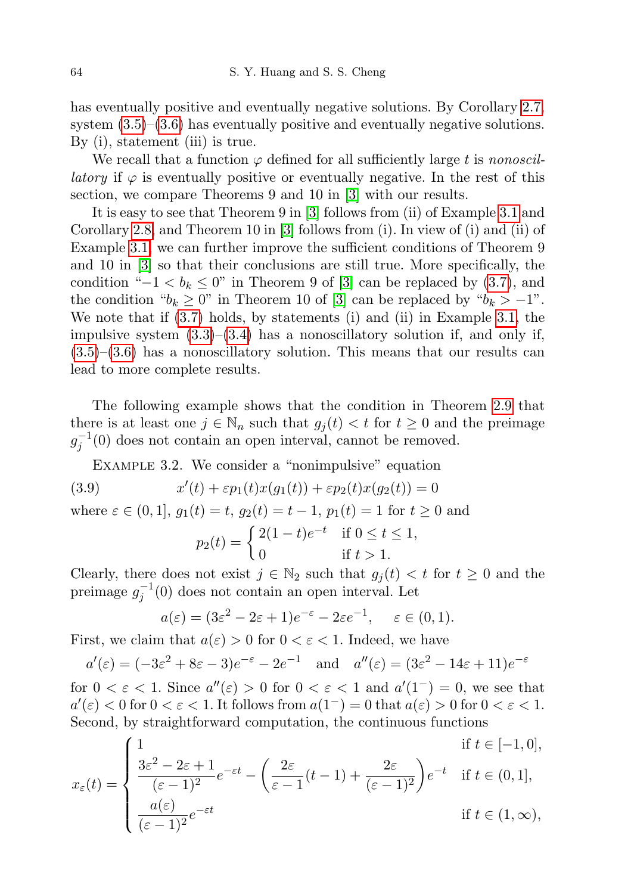has eventually positive and eventually negative solutions. By Corollary 2.7, system (3.5)–(3.6) has eventually positive and eventually negative solutions. By (i), statement (iii) is true.

We recall that a function $\varphi$ defined for all sufficiently large $t$ is *nonoscillatory* if $\varphi$ is eventually positive or eventually negative. In the rest of this section, we compare Theorems 9 and 10 in [3] with our results.

It is easy to see that Theorem 9 in [3] follows from (ii) of Example 3.1 and Corollary 2.8, and Theorem 10 in [3] follows from (i). In view of (i) and (ii) of Example 3.1, we can further improve the sufficient conditions of Theorem 9 and 10 in [3] so that their conclusions are still true. More specifically, the condition "$-1 < b_k \le 0$" in Theorem 9 of [3] can be replaced by (3.7), and the condition "$b_k \ge 0$" in Theorem 10 of [3] can be replaced by "$b_k > -1$". We note that if (3.7) holds, by statements (i) and (ii) in Example 3.1, the impulsive system (3.3)–(3.4) has a nonoscillatory solution if, and only if, (3.5)–(3.6) has a nonoscillatory solution. This means that our results can lead to more complete results.

The following example shows that the condition in Theorem 2.9 that there is at least one $j \in \mathbb{N}_n$ such that $g_j(t) < t$ for $t \ge 0$ and the preimage $g_j^{-1}(0)$ does not contain an open interval, cannot be removed.

Example 3.2. We consider a "nonimpulsive" equation

$$x'(t) + \varepsilon p_1(t)x(g_1(t)) + \varepsilon p_2(t)x(g_2(t)) = 0 \tag{3.9}$$

where $\varepsilon \in (0, 1]$, $g_1(t) = t$, $g_2(t) = t - 1$, $p_1(t) = 1$ for $t \ge 0$ and

$$p_2(t) = \begin{cases} 2(1-t)e^{-t} & \text{if } 0 \le t \le 1, \\ 0 & \text{if } t > 1. \end{cases}$$

Clearly, there does not exist $j \in \mathbb{N}_2$ such that $g_j(t) < t$ for $t \ge 0$ and the preimage $g_j^{-1}(0)$ does not contain an open interval. Let

$$a(\varepsilon) = (3\varepsilon^2 - 2\varepsilon + 1)e^{-\varepsilon} - 2\varepsilon e^{-1}, \quad \varepsilon \in (0, 1).$$

First, we claim that $a(\varepsilon) > 0$ for $0 < \varepsilon < 1$. Indeed, we have

$$a'(\varepsilon) = (-3\varepsilon^2 + 8\varepsilon - 3)e^{-\varepsilon} - 2e^{-1} \quad \text{and} \quad a''(\varepsilon) = (3\varepsilon^2 - 14\varepsilon + 11)e^{-\varepsilon}$$

for $0 < \varepsilon < 1$. Since $a''(\varepsilon) > 0$ for $0 < \varepsilon < 1$ and $a'(1^-) = 0$, we see that $a'(\varepsilon) < 0$ for $0 < \varepsilon < 1$. It follows from $a(1^-) = 0$ that $a(\varepsilon) > 0$ for $0 < \varepsilon < 1$. Second, by straightforward computation, the continuous functions

$$x_\varepsilon(t) = \begin{cases} 1 & \text{if } t \in [-1, 0], \\ \dfrac{3\varepsilon^2 - 2\varepsilon + 1}{(\varepsilon - 1)^2}e^{-\varepsilon t} - \left(\dfrac{2\varepsilon}{\varepsilon - 1}(t-1) + \dfrac{2\varepsilon}{(\varepsilon-1)^2}\right)e^{-t} & \text{if } t \in (0, 1], \\ \dfrac{a(\varepsilon)}{(\varepsilon - 1)^2}e^{-\varepsilon t} & \text{if } t \in (1, \infty), \end{cases}$$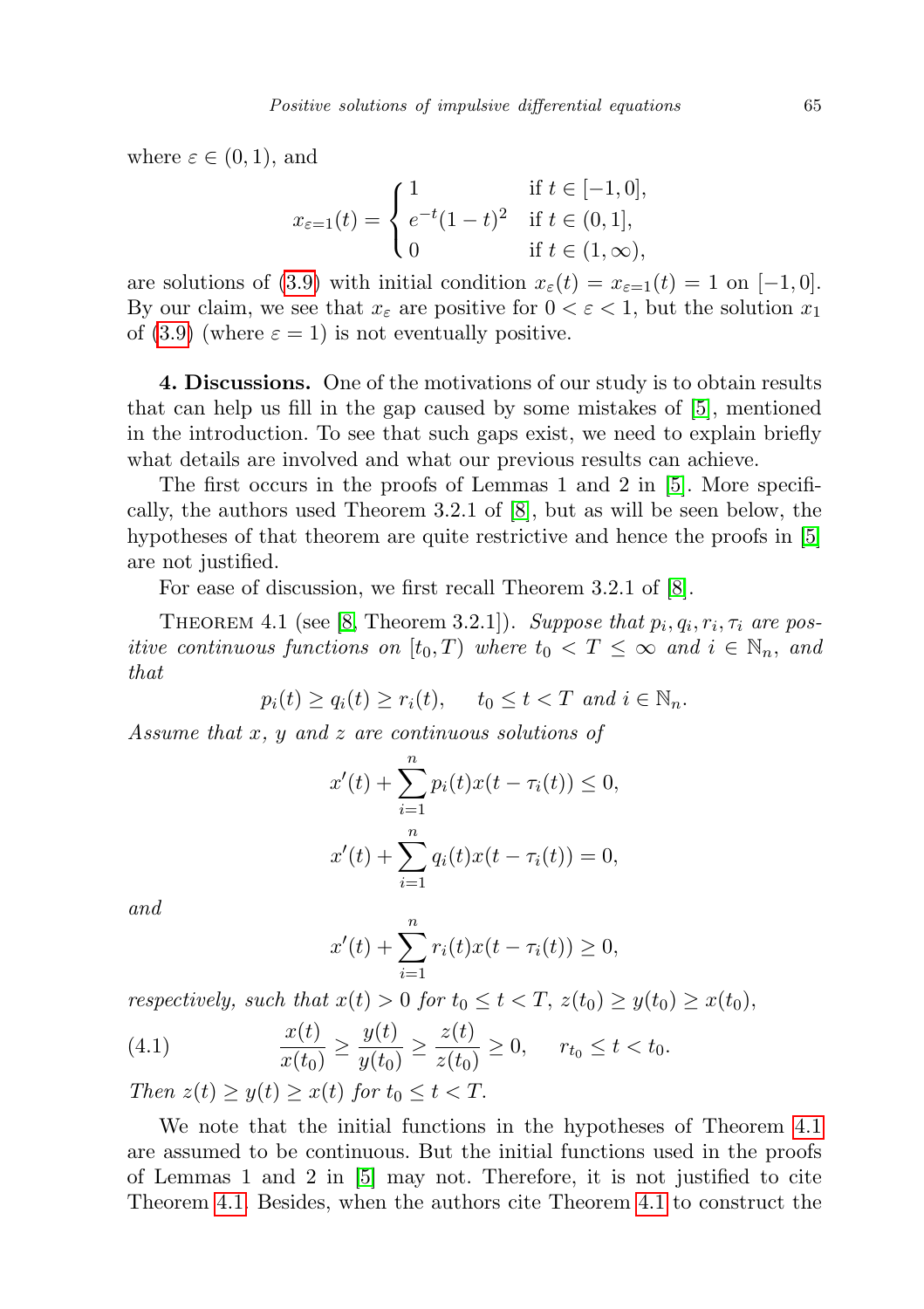where $\varepsilon \in (0,1)$, and

$$x_{\varepsilon=1}(t) = \begin{cases} 1 & \text{if } t \in [-1,0], \\ e^{-t}(1-t)^2 & \text{if } t \in (0,1], \\ 0 & \text{if } t \in (1,\infty), \end{cases}$$

are solutions of (3.9) with initial condition $x_\varepsilon(t) = x_{\varepsilon=1}(t) = 1$ on $[-1,0]$. By our claim, we see that $x_\varepsilon$ are positive for $0 < \varepsilon < 1$, but the solution $x_1$ of (3.9) (where $\varepsilon = 1$) is not eventually positive.

**4. Discussions.** One of the motivations of our study is to obtain results that can help us fill in the gap caused by some mistakes of [5], mentioned in the introduction. To see that such gaps exist, we need to explain briefly what details are involved and what our previous results can achieve.

The first occurs in the proofs of Lemmas 1 and 2 in [5]. More specifically, the authors used Theorem 3.2.1 of [8], but as will be seen below, the hypotheses of that theorem are quite restrictive and hence the proofs in [5] are not justified.

For ease of discussion, we first recall Theorem 3.2.1 of [8].

Theorem 4.1 (see [8, Theorem 3.2.1]). *Suppose that $p_i, q_i, r_i, \tau_i$ are positive continuous functions on $[t_0, T)$ where $t_0 < T \leq \infty$ and $i \in \mathbb{N}_n$, and that*

$$p_i(t) \geq q_i(t) \geq r_i(t), \quad t_0 \leq t < T \text{ and } i \in \mathbb{N}_n.$$

*Assume that $x$, $y$ and $z$ are continuous solutions of*

$$x'(t) + \sum_{i=1}^{n} p_i(t) x(t - \tau_i(t)) \leq 0,$$

$$x'(t) + \sum_{i=1}^{n} q_i(t) x(t - \tau_i(t)) = 0,$$

*and*

$$x'(t) + \sum_{i=1}^{n} r_i(t) x(t - \tau_i(t)) \geq 0,$$

*respectively, such that $x(t) > 0$ for $t_0 \leq t < T$, $z(t_0) \geq y(t_0) \geq x(t_0)$,*

$$\frac{x(t)}{x(t_0)} \geq \frac{y(t)}{y(t_0)} \geq \frac{z(t)}{z(t_0)} \geq 0, \quad r_{t_0} \leq t < t_0. \tag{4.1}$$

*Then $z(t) \geq y(t) \geq x(t)$ for $t_0 \leq t < T$.*

We note that the initial functions in the hypotheses of Theorem 4.1 are assumed to be continuous. But the initial functions used in the proofs of Lemmas 1 and 2 in [5] may not. Therefore, it is not justified to cite Theorem 4.1. Besides, when the authors cite Theorem 4.1 to construct the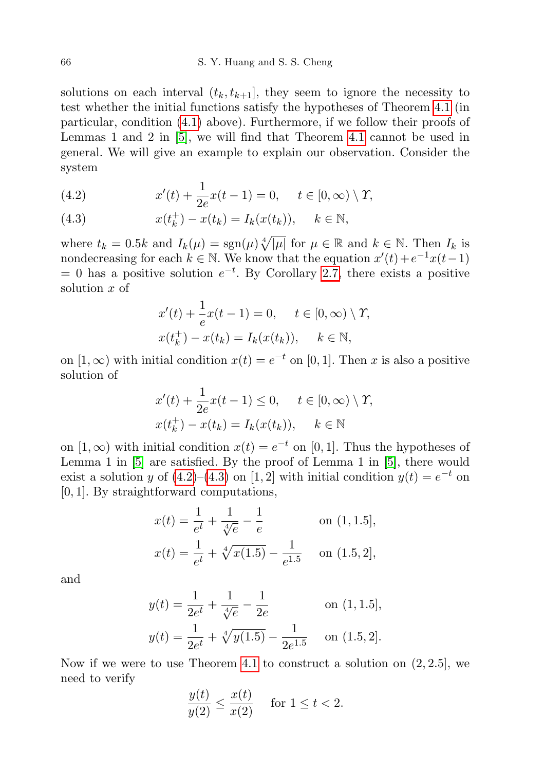solutions on each interval $(t_k, t_{k+1}]$, they seem to ignore the necessity to test whether the initial functions satisfy the hypotheses of Theorem 4.1 (in particular, condition (4.1) above). Furthermore, if we follow their proofs of Lemmas 1 and 2 in [5], we will find that Theorem 4.1 cannot be used in general. We will give an example to explain our observation. Consider the system

$$x'(t) + \frac{1}{2e}x(t-1) = 0, \quad t \in [0,\infty) \setminus \Upsilon, \tag{4.2}$$

$$x(t_k^+) - x(t_k) = I_k(x(t_k)), \quad k \in \mathbb{N}, \tag{4.3}$$

where $t_k = 0.5k$ and $I_k(\mu) = \operatorname{sgn}(\mu)\sqrt[4]{|\mu|}$ for $\mu \in \mathbb{R}$ and $k \in \mathbb{N}$. Then $I_k$ is nondecreasing for each $k \in \mathbb{N}$. We know that the equation $x'(t) + e^{-1}x(t-1) = 0$ has a positive solution $e^{-t}$. By Corollary 2.7, there exists a positive solution $x$ of

$$x'(t) + \frac{1}{e}x(t-1) = 0, \quad t \in [0,\infty) \setminus \Upsilon,$$
$$x(t_k^+) - x(t_k) = I_k(x(t_k)), \quad k \in \mathbb{N},$$

on $[1,\infty)$ with initial condition $x(t) = e^{-t}$ on $[0,1]$. Then $x$ is also a positive solution of

$$x'(t) + \frac{1}{2e}x(t-1) \le 0, \quad t \in [0,\infty) \setminus \Upsilon,$$
$$x(t_k^+) - x(t_k) = I_k(x(t_k)), \quad k \in \mathbb{N}$$

on $[1,\infty)$ with initial condition $x(t) = e^{-t}$ on $[0,1]$. Thus the hypotheses of Lemma 1 in [5] are satisfied. By the proof of Lemma 1 in [5], there would exist a solution $y$ of (4.2)–(4.3) on $[1,2]$ with initial condition $y(t) = e^{-t}$ on $[0,1]$. By straightforward computations,

$$x(t) = \frac{1}{e^t} + \frac{1}{\sqrt[4]{e}} - \frac{1}{e} \qquad \text{on } (1, 1.5],$$
$$x(t) = \frac{1}{e^t} + \sqrt[4]{x(1.5)} - \frac{1}{e^{1.5}} \quad \text{on } (1.5, 2],$$

and

$$y(t) = \frac{1}{2e^t} + \frac{1}{\sqrt[4]{e}} - \frac{1}{2e} \qquad \text{on } (1, 1.5],$$
$$y(t) = \frac{1}{2e^t} + \sqrt[4]{y(1.5)} - \frac{1}{2e^{1.5}} \quad \text{on } (1.5, 2].$$

Now if we were to use Theorem 4.1 to construct a solution on $(2, 2.5]$, we need to verify

$$\frac{y(t)}{y(2)} \le \frac{x(t)}{x(2)} \quad \text{for } 1 \le t < 2.$$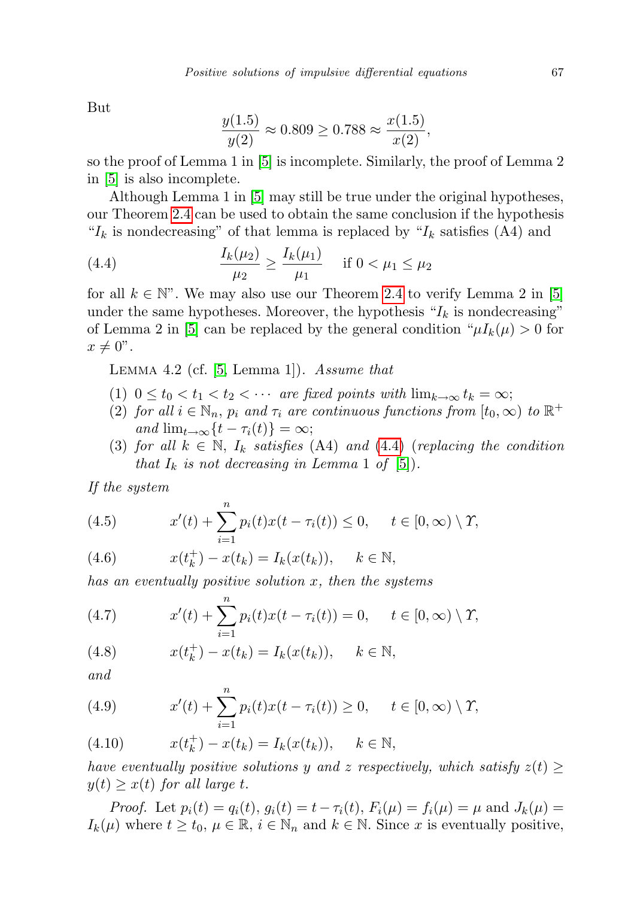But

$$\frac{y(1.5)}{y(2)} \approx 0.809 \geq 0.788 \approx \frac{x(1.5)}{x(2)},$$

so the proof of Lemma 1 in [5] is incomplete. Similarly, the proof of Lemma 2 in [5] is also incomplete.

Although Lemma 1 in [5] may still be true under the original hypotheses, our Theorem 2.4 can be used to obtain the same conclusion if the hypothesis "$I_k$ is nondecreasing" of that lemma is replaced by "$I_k$ satisfies (A4) and

$$\frac{I_k(\mu_2)}{\mu_2} \geq \frac{I_k(\mu_1)}{\mu_1} \quad \text{if } 0 < \mu_1 \leq \mu_2 \tag{4.4}$$

for all $k \in \mathbb{N}$". We may also use our Theorem 2.4 to verify Lemma 2 in [5] under the same hypotheses. Moreover, the hypothesis "$I_k$ is nondecreasing" of Lemma 2 in [5] can be replaced by the general condition "$\mu I_k(\mu) > 0$ for $x \neq 0$".

Lemma 4.2 (cf. [5, Lemma 1]). *Assume that*

1. $0 \leq t_0 < t_1 < t_2 < \cdots$ *are fixed points with* $\lim_{k\to\infty} t_k = \infty$;
2. *for all* $i \in \mathbb{N}_n$, $p_i$ *and* $\tau_i$ *are continuous functions from* $[t_0, \infty)$ *to* $\mathbb{R}^+$ *and* $\lim_{t\to\infty}\{t - \tau_i(t)\} = \infty$;
3. *for all* $k \in \mathbb{N}$, $I_k$ *satisfies* (A4) *and* (4.4) (*replacing the condition that* $I_k$ *is not decreasing in Lemma* 1 *of* [5]).

*If the system*

$$x'(t) + \sum_{i=1}^{n} p_i(t)x(t - \tau_i(t)) \leq 0, \quad t \in [0,\infty) \setminus \Upsilon, \tag{4.5}$$

$$x(t_k^+) - x(t_k) = I_k(x(t_k)), \quad k \in \mathbb{N}, \tag{4.6}$$

*has an eventually positive solution* $x$, *then the systems*

$$x'(t) + \sum_{i=1}^{n} p_i(t)x(t - \tau_i(t)) = 0, \quad t \in [0,\infty) \setminus \Upsilon, \tag{4.7}$$

$$x(t_k^+) - x(t_k) = I_k(x(t_k)), \quad k \in \mathbb{N}, \tag{4.8}$$

*and*

$$x'(t) + \sum_{i=1}^{n} p_i(t)x(t - \tau_i(t)) \geq 0, \quad t \in [0,\infty) \setminus \Upsilon, \tag{4.9}$$

$$x(t_k^+) - x(t_k) = I_k(x(t_k)), \quad k \in \mathbb{N}, \tag{4.10}$$

*have eventually positive solutions* $y$ *and* $z$ *respectively, which satisfy* $z(t) \geq y(t) \geq x(t)$ *for all large* $t$.

*Proof.* Let $p_i(t) = q_i(t)$, $g_i(t) = t - \tau_i(t)$, $F_i(\mu) = f_i(\mu) = \mu$ and $J_k(\mu) = I_k(\mu)$ where $t \geq t_0$, $\mu \in \mathbb{R}$, $i \in \mathbb{N}_n$ and $k \in \mathbb{N}$. Since $x$ is eventually positive,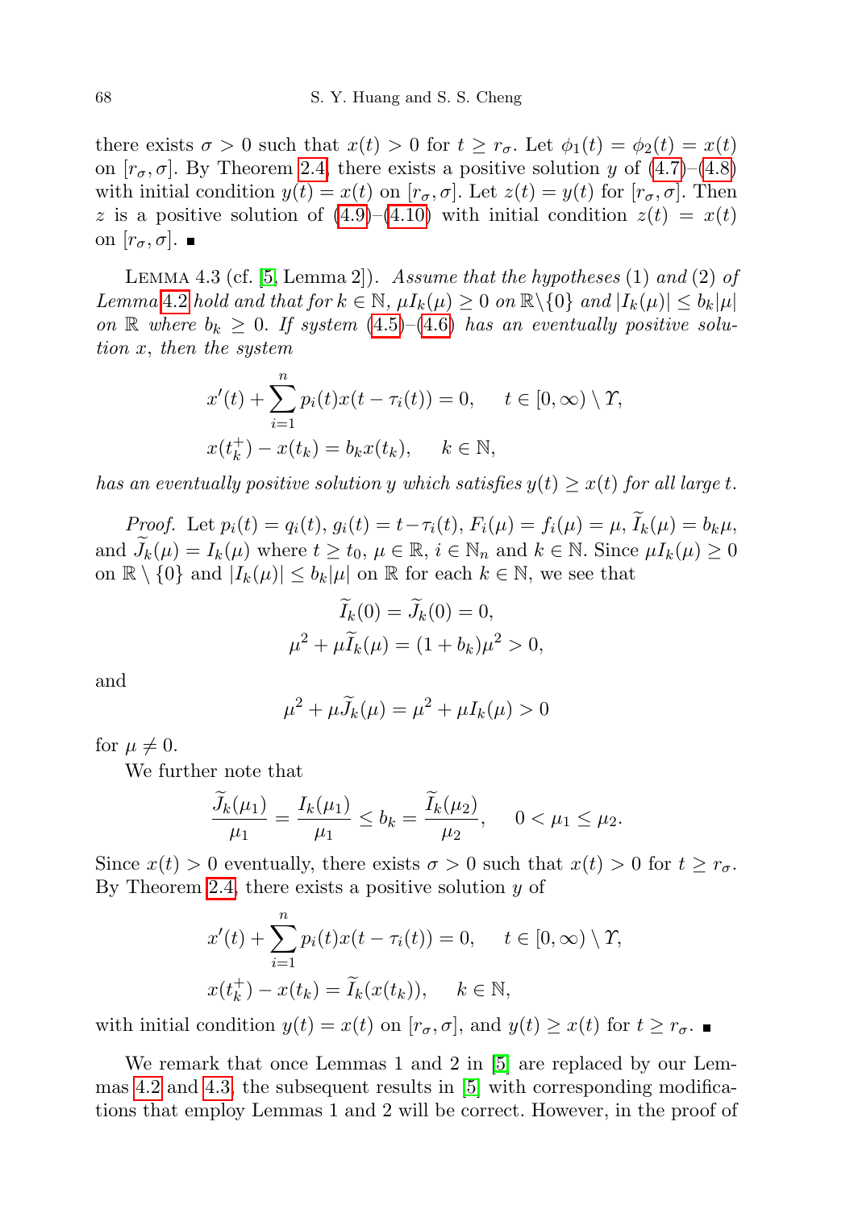there exists $\sigma > 0$ such that $x(t) > 0$ for $t \geq r_\sigma$. Let $\phi_1(t) = \phi_2(t) = x(t)$ on $[r_\sigma, \sigma]$. By Theorem 2.4, there exists a positive solution $y$ of (4.7)–(4.8) with initial condition $y(t) = x(t)$ on $[r_\sigma, \sigma]$. Let $z(t) = y(t)$ for $[r_\sigma, \sigma]$. Then $z$ is a positive solution of (4.9)–(4.10) with initial condition $z(t) = x(t)$ on $[r_\sigma, \sigma]$. ■

LEMMA 4.3 (cf. [5, Lemma 2]). *Assume that the hypotheses* (1) *and* (2) *of Lemma 4.2 hold and that for $k \in \mathbb{N}$, $\mu I_k(\mu) \geq 0$ on $\mathbb{R}\setminus\{0\}$ and $|I_k(\mu)| \leq b_k|\mu|$ on $\mathbb{R}$ where $b_k \geq 0$. If system* (4.5)–(4.6) *has an eventually positive solution $x$, then the system*

$$x'(t) + \sum_{i=1}^{n} p_i(t)x(t - \tau_i(t)) = 0, \qquad t \in [0, \infty) \setminus \Upsilon,$$

$$x(t_k^+) - x(t_k) = b_k x(t_k), \qquad k \in \mathbb{N},$$

*has an eventually positive solution $y$ which satisfies $y(t) \geq x(t)$ for all large $t$.*

*Proof.* Let $p_i(t) = q_i(t)$, $g_i(t) = t - \tau_i(t)$, $F_i(\mu) = f_i(\mu) = \mu$, $\widetilde{I}_k(\mu) = b_k\mu$, and $\widetilde{J}_k(\mu) = I_k(\mu)$ where $t \geq t_0$, $\mu \in \mathbb{R}$, $i \in \mathbb{N}_n$ and $k \in \mathbb{N}$. Since $\mu I_k(\mu) \geq 0$ on $\mathbb{R} \setminus \{0\}$ and $|I_k(\mu)| \leq b_k|\mu|$ on $\mathbb{R}$ for each $k \in \mathbb{N}$, we see that

$$\widetilde{I}_k(0) = \widetilde{J}_k(0) = 0,$$

$$\mu^2 + \mu\widetilde{I}_k(\mu) = (1 + b_k)\mu^2 > 0,$$

and

$$\mu^2 + \mu\widetilde{J}_k(\mu) = \mu^2 + \mu I_k(\mu) > 0$$

for $\mu \neq 0$.

We further note that

$$\frac{\widetilde{J}_k(\mu_1)}{\mu_1} = \frac{I_k(\mu_1)}{\mu_1} \leq b_k = \frac{\widetilde{I}_k(\mu_2)}{\mu_2}, \qquad 0 < \mu_1 \leq \mu_2.$$

Since $x(t) > 0$ eventually, there exists $\sigma > 0$ such that $x(t) > 0$ for $t \geq r_\sigma$. By Theorem 2.4, there exists a positive solution $y$ of

$$x'(t) + \sum_{i=1}^{n} p_i(t)x(t - \tau_i(t)) = 0, \qquad t \in [0, \infty) \setminus \Upsilon,$$

$$x(t_k^+) - x(t_k) = \widetilde{I}_k(x(t_k)), \qquad k \in \mathbb{N},$$

with initial condition $y(t) = x(t)$ on $[r_\sigma, \sigma]$, and $y(t) \geq x(t)$ for $t \geq r_\sigma$. ■

We remark that once Lemmas 1 and 2 in [5] are replaced by our Lemmas 4.2 and 4.3, the subsequent results in [5] with corresponding modifications that employ Lemmas 1 and 2 will be correct. However, in the proof of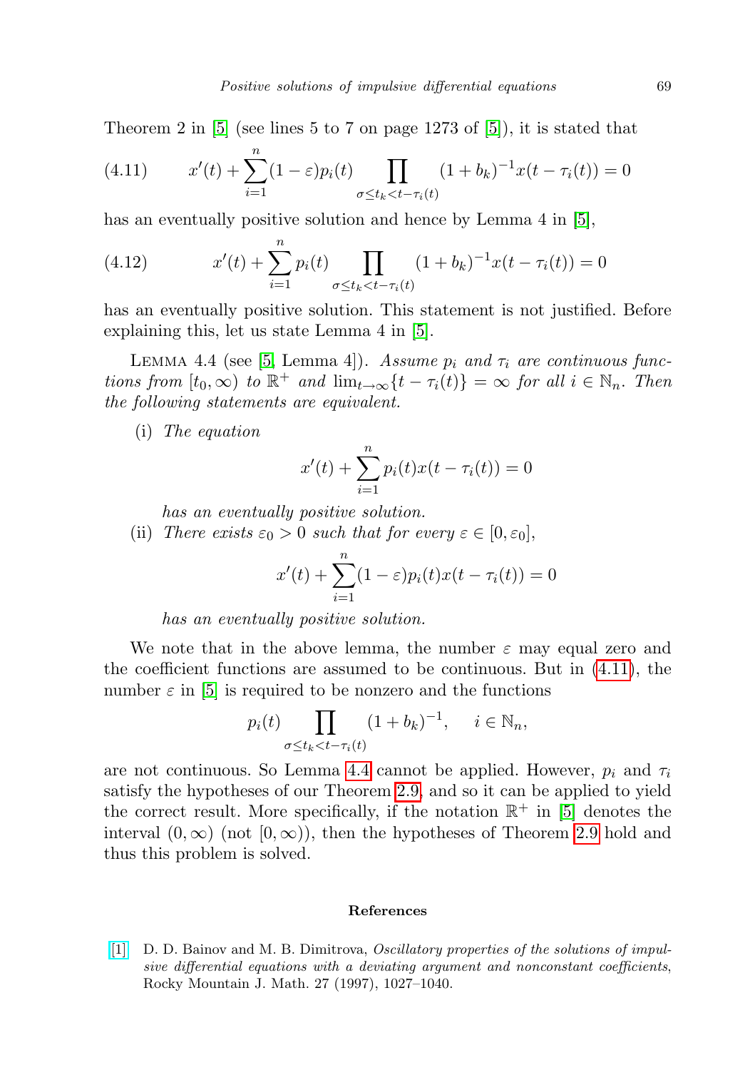Theorem 2 in [5] (see lines 5 to 7 on page 1273 of [5]), it is stated that

$$x'(t) + \sum_{i=1}^{n} (1-\varepsilon) p_i(t) \prod_{\sigma \le t_k < t-\tau_i(t)} (1+b_k)^{-1} x(t-\tau_i(t)) = 0 \tag{4.11}$$

has an eventually positive solution and hence by Lemma 4 in [5],

$$x'(t) + \sum_{i=1}^{n} p_i(t) \prod_{\sigma \le t_k < t-\tau_i(t)} (1+b_k)^{-1} x(t-\tau_i(t)) = 0 \tag{4.12}$$

has an eventually positive solution. This statement is not justified. Before explaining this, let us state Lemma 4 in [5].

Lemma 4.4 (see [5, Lemma 4]). *Assume $p_i$ and $\tau_i$ are continuous functions from $[t_0, \infty)$ to $\mathbb{R}^+$ and $\lim_{t\to\infty}\{t - \tau_i(t)\} = \infty$ for all $i \in \mathbb{N}_n$. Then the following statements are equivalent.*

(i) *The equation*

$$x'(t) + \sum_{i=1}^{n} p_i(t) x(t-\tau_i(t)) = 0$$

*has an eventually positive solution.*

(ii) *There exists $\varepsilon_0 > 0$ such that for every $\varepsilon \in [0, \varepsilon_0]$,*

$$x'(t) + \sum_{i=1}^{n} (1-\varepsilon) p_i(t) x(t-\tau_i(t)) = 0$$

*has an eventually positive solution.*

We note that in the above lemma, the number $\varepsilon$ may equal zero and the coefficient functions are assumed to be continuous. But in (4.11), the number $\varepsilon$ in [5] is required to be nonzero and the functions

$$p_i(t) \prod_{\sigma \le t_k < t-\tau_i(t)} (1+b_k)^{-1}, \quad i \in \mathbb{N}_n,$$

are not continuous. So Lemma 4.4 cannot be applied. However, $p_i$ and $\tau_i$ satisfy the hypotheses of our Theorem 2.9, and so it can be applied to yield the correct result. More specifically, if the notation $\mathbb{R}^+$ in [5] denotes the interval $(0, \infty)$ (not $[0, \infty)$), then the hypotheses of Theorem 2.9 hold and thus this problem is solved.

## References

[1] D. D. Bainov and M. B. Dimitrova, *Oscillatory properties of the solutions of impulsive differential equations with a deviating argument and nonconstant coefficients*, Rocky Mountain J. Math. 27 (1997), 1027–1040.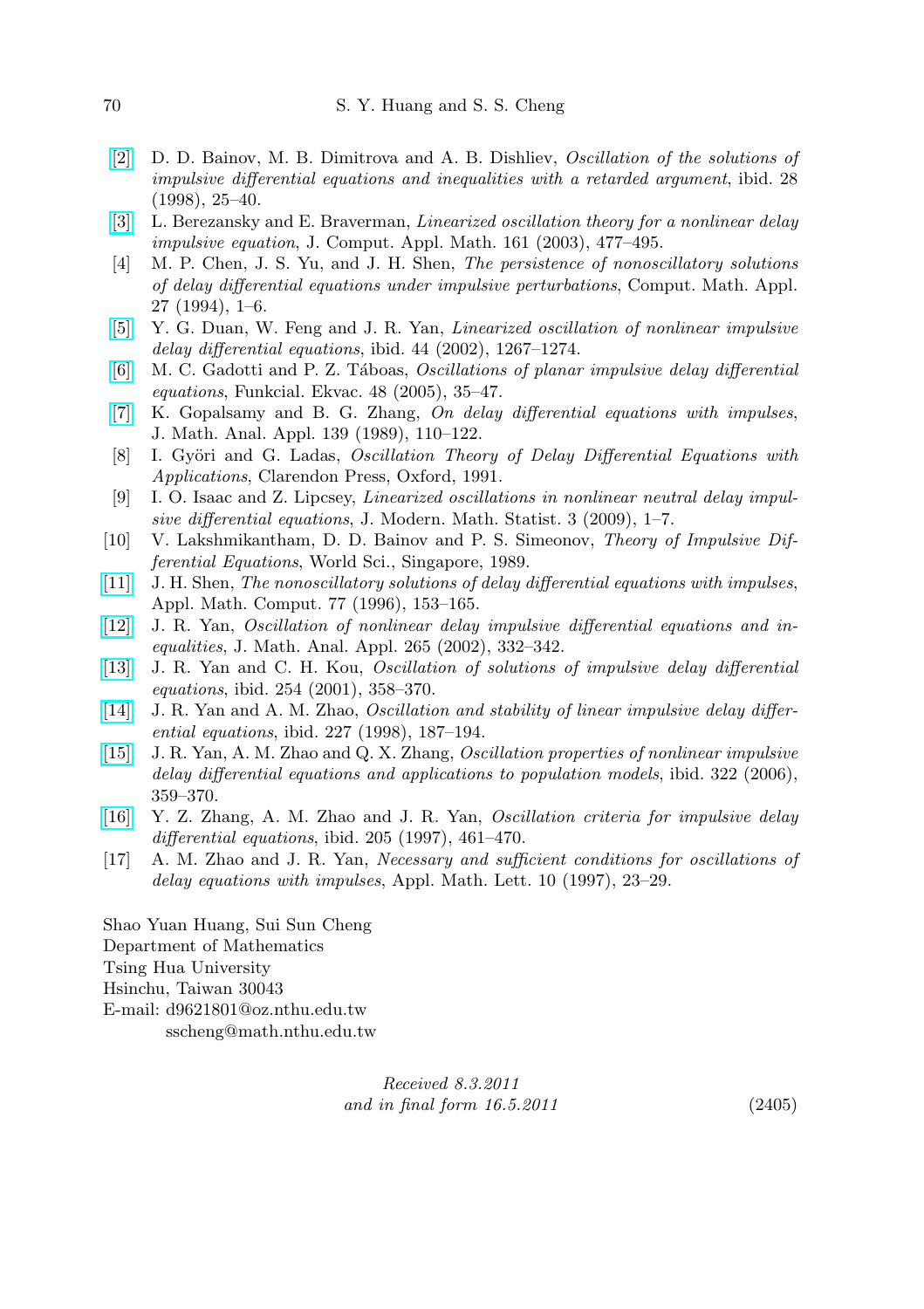[2] D. D. Bainov, M. B. Dimitrova and A. B. Dishliev, *Oscillation of the solutions of impulsive differential equations and inequalities with a retarded argument*, ibid. 28 (1998), 25–40.

[3] L. Berezansky and E. Braverman, *Linearized oscillation theory for a nonlinear delay impulsive equation*, J. Comput. Appl. Math. 161 (2003), 477–495.

[4] M. P. Chen, J. S. Yu, and J. H. Shen, *The persistence of nonoscillatory solutions of delay differential equations under impulsive perturbations*, Comput. Math. Appl. 27 (1994), 1–6.

[5] Y. G. Duan, W. Feng and J. R. Yan, *Linearized oscillation of nonlinear impulsive delay differential equations*, ibid. 44 (2002), 1267–1274.

[6] M. C. Gadotti and P. Z. Táboas, *Oscillations of planar impulsive delay differential equations*, Funkcial. Ekvac. 48 (2005), 35–47.

[7] K. Gopalsamy and B. G. Zhang, *On delay differential equations with impulses*, J. Math. Anal. Appl. 139 (1989), 110–122.

[8] I. Györi and G. Ladas, *Oscillation Theory of Delay Differential Equations with Applications*, Clarendon Press, Oxford, 1991.

[9] I. O. Isaac and Z. Lipcsey, *Linearized oscillations in nonlinear neutral delay impulsive differential equations*, J. Modern. Math. Statist. 3 (2009), 1–7.

[10] V. Lakshmikantham, D. D. Bainov and P. S. Simeonov, *Theory of Impulsive Differential Equations*, World Sci., Singapore, 1989.

[11] J. H. Shen, *The nonoscillatory solutions of delay differential equations with impulses*, Appl. Math. Comput. 77 (1996), 153–165.

[12] J. R. Yan, *Oscillation of nonlinear delay impulsive differential equations and inequalities*, J. Math. Anal. Appl. 265 (2002), 332–342.

[13] J. R. Yan and C. H. Kou, *Oscillation of solutions of impulsive delay differential equations*, ibid. 254 (2001), 358–370.

[14] J. R. Yan and A. M. Zhao, *Oscillation and stability of linear impulsive delay differential equations*, ibid. 227 (1998), 187–194.

[15] J. R. Yan, A. M. Zhao and Q. X. Zhang, *Oscillation properties of nonlinear impulsive delay differential equations and applications to population models*, ibid. 322 (2006), 359–370.

[16] Y. Z. Zhang, A. M. Zhao and J. R. Yan, *Oscillation criteria for impulsive delay differential equations*, ibid. 205 (1997), 461–470.

[17] A. M. Zhao and J. R. Yan, *Necessary and sufficient conditions for oscillations of delay equations with impulses*, Appl. Math. Lett. 10 (1997), 23–29.

Shao Yuan Huang, Sui Sun Cheng
Department of Mathematics
Tsing Hua University
Hsinchu, Taiwan 30043
E-mail: d9621801@oz.nthu.edu.tw
sscheng@math.nthu.edu.tw

*Received 8.3.2011*
*and in final form 16.5.2011*

(2405)